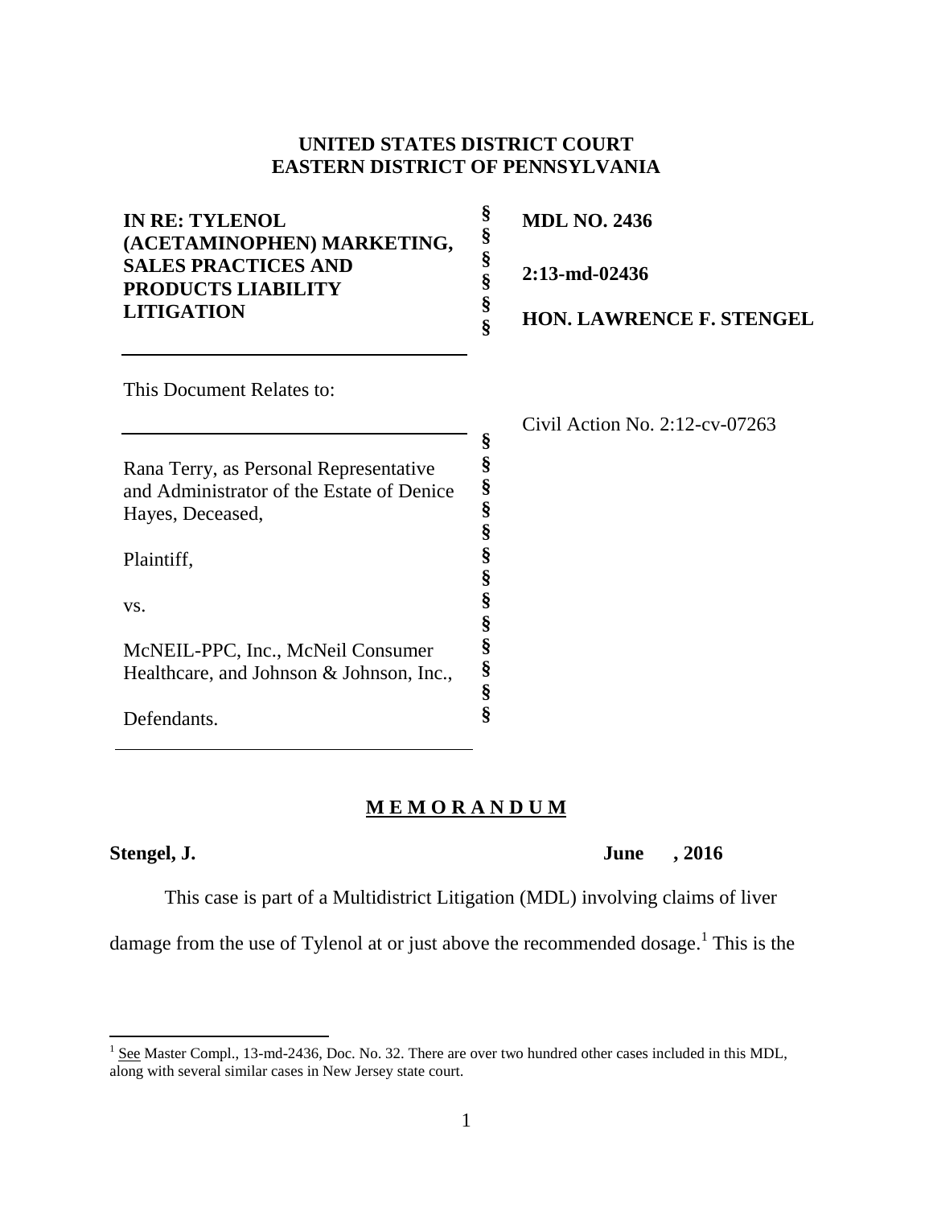**UNITED STATES DISTRICT COURT**
**EASTERN DISTRICT OF PENNSYLVANIA**

| | | |
|---|---|---|
| **IN RE: TYLENOL (ACETAMINOPHEN) MARKETING, SALES PRACTICES AND PRODUCTS LIABILITY LITIGATION** | § | **MDL NO. 2436** |
| | § | **2:13-md-02436** |
| | § | **HON. LAWRENCE F. STENGEL** |

This Document Relates to:

Civil Action No. 2:12-cv-07263

Rana Terry, as Personal Representative and Administrator of the Estate of Denice Hayes, Deceased,

Plaintiff,

vs.

McNEIL-PPC, Inc., McNeil Consumer Healthcare, and Johnson & Johnson, Inc.,

Defendants.

## M E M O R A N D U M

**Stengel, J.** **June , 2016**

This case is part of a Multidistrict Litigation (MDL) involving claims of liver damage from the use of Tylenol at or just above the recommended dosage.[1] This is the

[1] See Master Compl., 13-md-2436, Doc. No. 32. There are over two hundred other cases included in this MDL, along with several similar cases in New Jersey state court.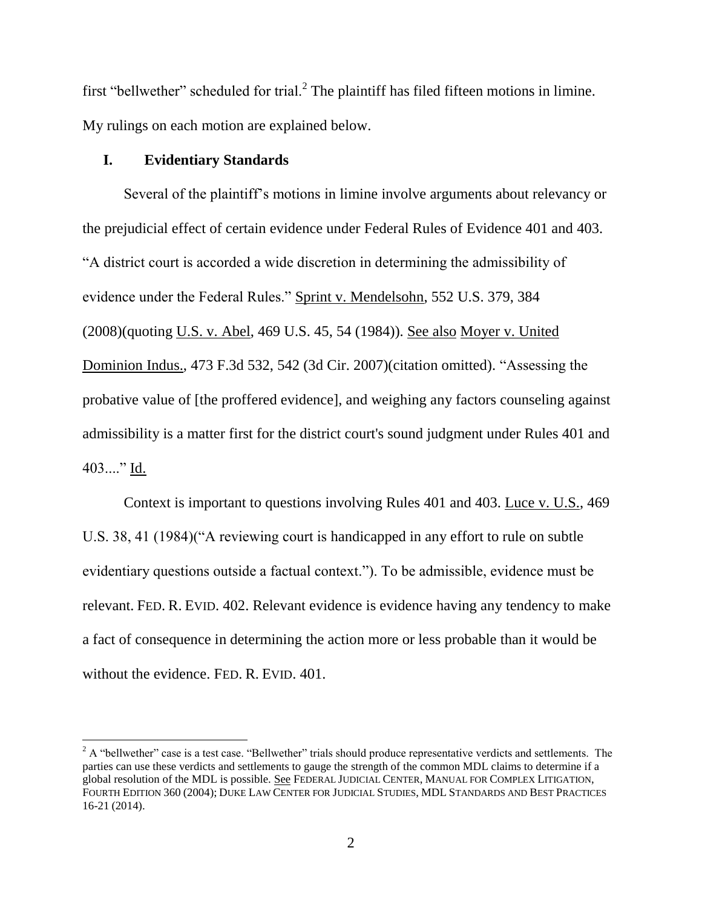first "bellwether" scheduled for trial.[2] The plaintiff has filed fifteen motions in limine. My rulings on each motion are explained below.

## I. Evidentiary Standards

Several of the plaintiff's motions in limine involve arguments about relevancy or the prejudicial effect of certain evidence under Federal Rules of Evidence 401 and 403. "A district court is accorded a wide discretion in determining the admissibility of evidence under the Federal Rules." Sprint v. Mendelsohn, 552 U.S. 379, 384 (2008)(quoting U.S. v. Abel, 469 U.S. 45, 54 (1984)). See also Moyer v. United Dominion Indus., 473 F.3d 532, 542 (3d Cir. 2007)(citation omitted). "Assessing the probative value of [the proffered evidence], and weighing any factors counseling against admissibility is a matter first for the district court's sound judgment under Rules 401 and 403...." Id.

Context is important to questions involving Rules 401 and 403. Luce v. U.S., 469 U.S. 38, 41 (1984)("A reviewing court is handicapped in any effort to rule on subtle evidentiary questions outside a factual context."). To be admissible, evidence must be relevant. FED. R. EVID. 402. Relevant evidence is evidence having any tendency to make a fact of consequence in determining the action more or less probable than it would be without the evidence. FED. R. EVID. 401.

[2] A "bellwether" case is a test case. "Bellwether" trials should produce representative verdicts and settlements. The parties can use these verdicts and settlements to gauge the strength of the common MDL claims to determine if a global resolution of the MDL is possible. See FEDERAL JUDICIAL CENTER, MANUAL FOR COMPLEX LITIGATION, FOURTH EDITION 360 (2004); DUKE LAW CENTER FOR JUDICIAL STUDIES, MDL STANDARDS AND BEST PRACTICES 16-21 (2014).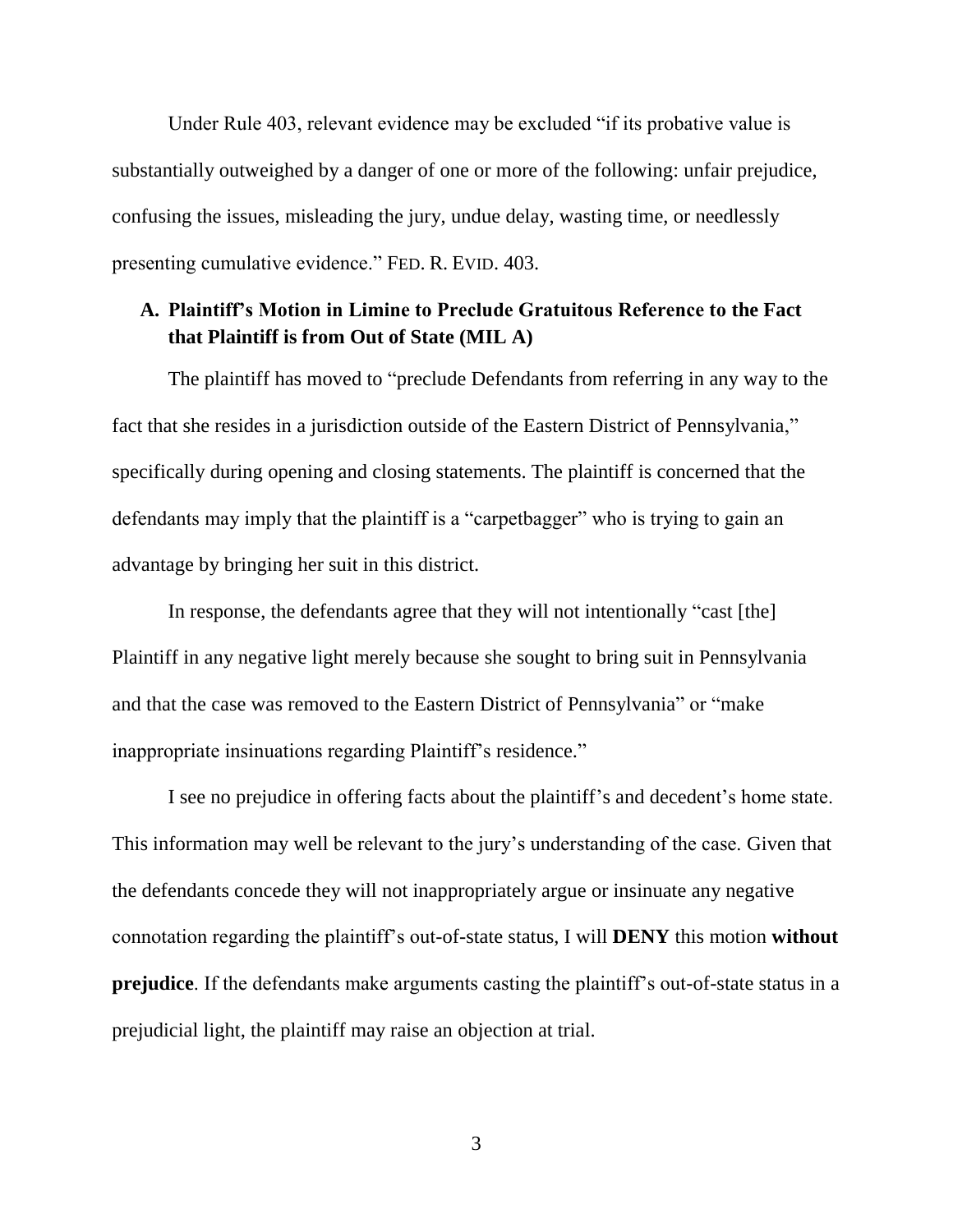Under Rule 403, relevant evidence may be excluded "if its probative value is substantially outweighed by a danger of one or more of the following: unfair prejudice, confusing the issues, misleading the jury, undue delay, wasting time, or needlessly presenting cumulative evidence." FED. R. EVID. 403.

### A. Plaintiff's Motion in Limine to Preclude Gratuitous Reference to the Fact that Plaintiff is from Out of State (MIL A)

The plaintiff has moved to "preclude Defendants from referring in any way to the fact that she resides in a jurisdiction outside of the Eastern District of Pennsylvania," specifically during opening and closing statements. The plaintiff is concerned that the defendants may imply that the plaintiff is a "carpetbagger" who is trying to gain an advantage by bringing her suit in this district.

In response, the defendants agree that they will not intentionally "cast [the] Plaintiff in any negative light merely because she sought to bring suit in Pennsylvania and that the case was removed to the Eastern District of Pennsylvania" or "make inappropriate insinuations regarding Plaintiff's residence."

I see no prejudice in offering facts about the plaintiff's and decedent's home state. This information may well be relevant to the jury's understanding of the case. Given that the defendants concede they will not inappropriately argue or insinuate any negative connotation regarding the plaintiff's out-of-state status, I will **DENY** this motion **without prejudice**. If the defendants make arguments casting the plaintiff's out-of-state status in a prejudicial light, the plaintiff may raise an objection at trial.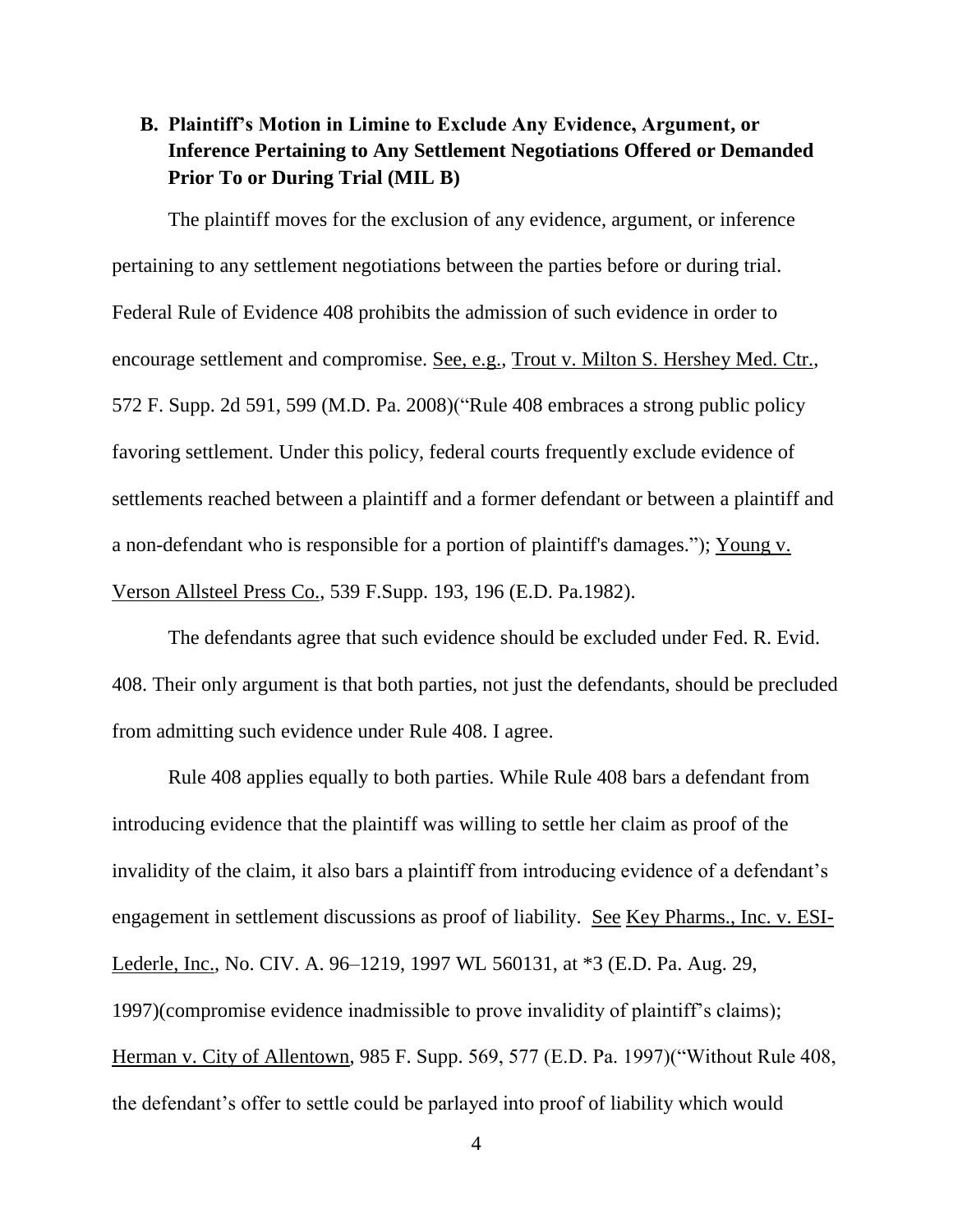### B. Plaintiff's Motion in Limine to Exclude Any Evidence, Argument, or Inference Pertaining to Any Settlement Negotiations Offered or Demanded Prior To or During Trial (MIL B)

The plaintiff moves for the exclusion of any evidence, argument, or inference pertaining to any settlement negotiations between the parties before or during trial. Federal Rule of Evidence 408 prohibits the admission of such evidence in order to encourage settlement and compromise. See, e.g., Trout v. Milton S. Hershey Med. Ctr., 572 F. Supp. 2d 591, 599 (M.D. Pa. 2008)("Rule 408 embraces a strong public policy favoring settlement. Under this policy, federal courts frequently exclude evidence of settlements reached between a plaintiff and a former defendant or between a plaintiff and a non-defendant who is responsible for a portion of plaintiff's damages."); Young v. Verson Allsteel Press Co., 539 F.Supp. 193, 196 (E.D. Pa.1982).

The defendants agree that such evidence should be excluded under Fed. R. Evid. 408. Their only argument is that both parties, not just the defendants, should be precluded from admitting such evidence under Rule 408. I agree.

Rule 408 applies equally to both parties. While Rule 408 bars a defendant from introducing evidence that the plaintiff was willing to settle her claim as proof of the invalidity of the claim, it also bars a plaintiff from introducing evidence of a defendant's engagement in settlement discussions as proof of liability. See Key Pharms., Inc. v. ESI-Lederle, Inc., No. CIV. A. 96–1219, 1997 WL 560131, at *3 (E.D. Pa. Aug. 29, 1997)(compromise evidence inadmissible to prove invalidity of plaintiff's claims); Herman v. City of Allentown, 985 F. Supp. 569, 577 (E.D. Pa. 1997)("Without Rule 408, the defendant's offer to settle could be parlayed into proof of liability which would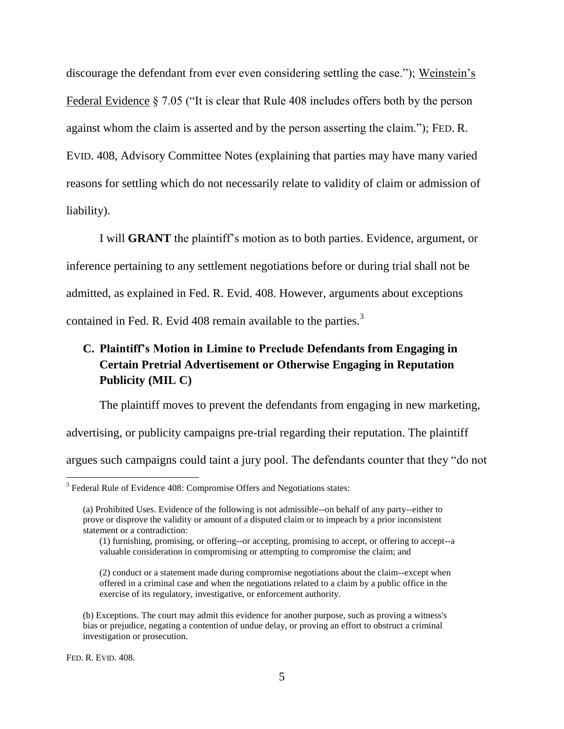discourage the defendant from ever even considering settling the case."); Weinstein's Federal Evidence § 7.05 ("It is clear that Rule 408 includes offers both by the person against whom the claim is asserted and by the person asserting the claim."); FED. R. EVID. 408, Advisory Committee Notes (explaining that parties may have many varied reasons for settling which do not necessarily relate to validity of claim or admission of liability).

I will **GRANT** the plaintiff's motion as to both parties. Evidence, argument, or inference pertaining to any settlement negotiations before or during trial shall not be admitted, as explained in Fed. R. Evid. 408. However, arguments about exceptions contained in Fed. R. Evid 408 remain available to the parties.[3]

### C. Plaintiff's Motion in Limine to Preclude Defendants from Engaging in Certain Pretrial Advertisement or Otherwise Engaging in Reputation Publicity (MIL C)

The plaintiff moves to prevent the defendants from engaging in new marketing, advertising, or publicity campaigns pre-trial regarding their reputation. The plaintiff argues such campaigns could taint a jury pool. The defendants counter that they "do not

---

[3] Federal Rule of Evidence 408: Compromise Offers and Negotiations states:

> (a) Prohibited Uses. Evidence of the following is not admissible--on behalf of any party--either to prove or disprove the validity or amount of a disputed claim or to impeach by a prior inconsistent statement or a contradiction:
>
> (1) furnishing, promising, or offering--or accepting, promising to accept, or offering to accept--a valuable consideration in compromising or attempting to compromise the claim; and
>
> (2) conduct or a statement made during compromise negotiations about the claim--except when offered in a criminal case and when the negotiations related to a claim by a public office in the exercise of its regulatory, investigative, or enforcement authority.
>
> (b) Exceptions. The court may admit this evidence for another purpose, such as proving a witness's bias or prejudice, negating a contention of undue delay, or proving an effort to obstruct a criminal investigation or prosecution.

FED. R. EVID. 408.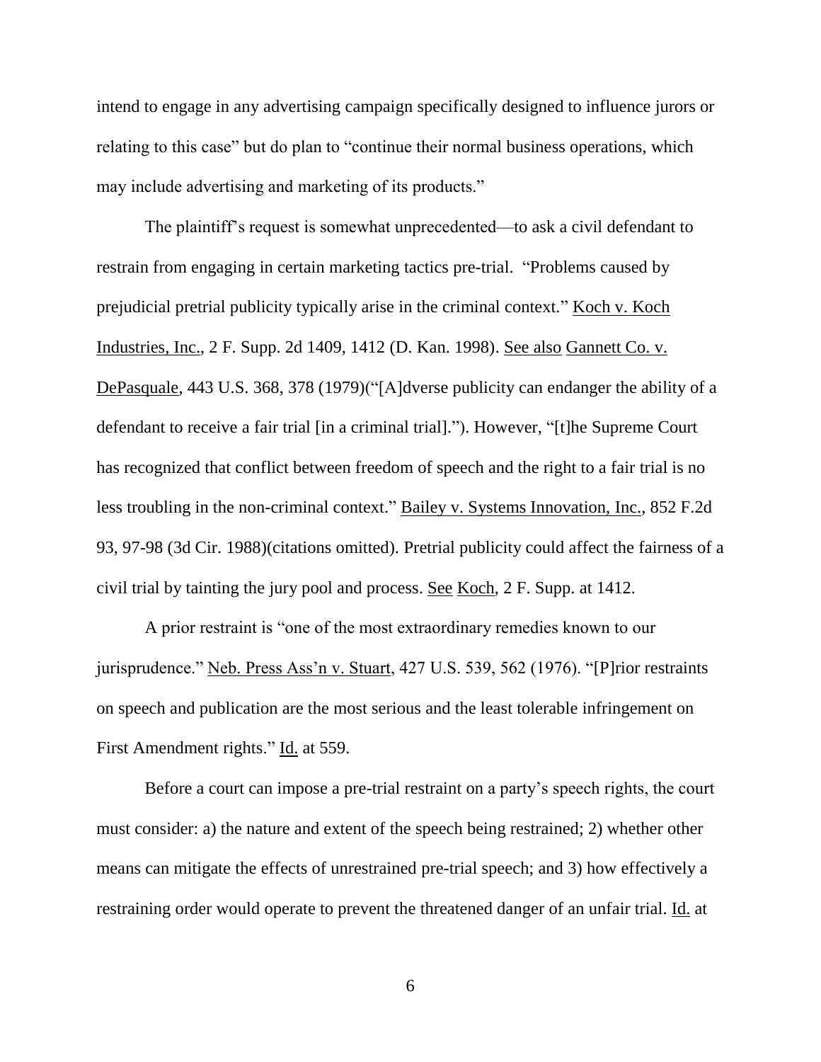intend to engage in any advertising campaign specifically designed to influence jurors or relating to this case" but do plan to "continue their normal business operations, which may include advertising and marketing of its products."

The plaintiff's request is somewhat unprecedented—to ask a civil defendant to restrain from engaging in certain marketing tactics pre-trial. "Problems caused by prejudicial pretrial publicity typically arise in the criminal context." Koch v. Koch Industries, Inc., 2 F. Supp. 2d 1409, 1412 (D. Kan. 1998). See also Gannett Co. v. DePasquale, 443 U.S. 368, 378 (1979)("[A]dverse publicity can endanger the ability of a defendant to receive a fair trial [in a criminal trial]."). However, "[t]he Supreme Court has recognized that conflict between freedom of speech and the right to a fair trial is no less troubling in the non-criminal context." Bailey v. Systems Innovation, Inc., 852 F.2d 93, 97-98 (3d Cir. 1988)(citations omitted). Pretrial publicity could affect the fairness of a civil trial by tainting the jury pool and process. See Koch, 2 F. Supp. at 1412.

A prior restraint is "one of the most extraordinary remedies known to our jurisprudence." Neb. Press Ass'n v. Stuart, 427 U.S. 539, 562 (1976). "[P]rior restraints on speech and publication are the most serious and the least tolerable infringement on First Amendment rights." Id. at 559.

Before a court can impose a pre-trial restraint on a party's speech rights, the court must consider: a) the nature and extent of the speech being restrained; 2) whether other means can mitigate the effects of unrestrained pre-trial speech; and 3) how effectively a restraining order would operate to prevent the threatened danger of an unfair trial. Id. at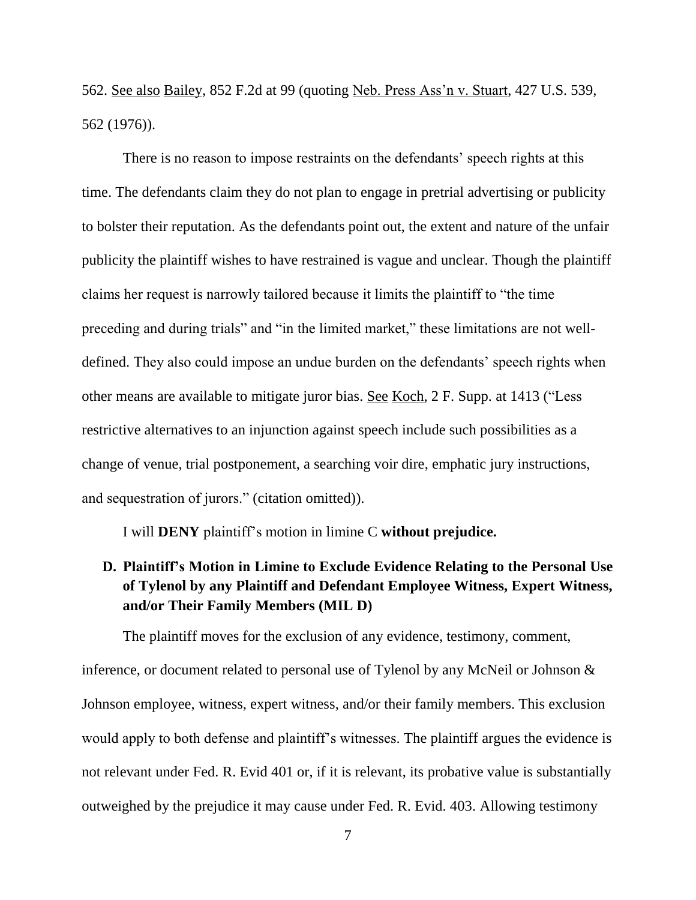562. See also Bailey, 852 F.2d at 99 (quoting Neb. Press Ass'n v. Stuart, 427 U.S. 539, 562 (1976)).

There is no reason to impose restraints on the defendants' speech rights at this time. The defendants claim they do not plan to engage in pretrial advertising or publicity to bolster their reputation. As the defendants point out, the extent and nature of the unfair publicity the plaintiff wishes to have restrained is vague and unclear. Though the plaintiff claims her request is narrowly tailored because it limits the plaintiff to "the time preceding and during trials" and "in the limited market," these limitations are not well-defined. They also could impose an undue burden on the defendants' speech rights when other means are available to mitigate juror bias. See Koch, 2 F. Supp. at 1413 ("Less restrictive alternatives to an injunction against speech include such possibilities as a change of venue, trial postponement, a searching voir dire, emphatic jury instructions, and sequestration of jurors." (citation omitted)).

I will **DENY** plaintiff's motion in limine C **without prejudice.**

### D. Plaintiff's Motion in Limine to Exclude Evidence Relating to the Personal Use of Tylenol by any Plaintiff and Defendant Employee Witness, Expert Witness, and/or Their Family Members (MIL D)

The plaintiff moves for the exclusion of any evidence, testimony, comment, inference, or document related to personal use of Tylenol by any McNeil or Johnson & Johnson employee, witness, expert witness, and/or their family members. This exclusion would apply to both defense and plaintiff's witnesses. The plaintiff argues the evidence is not relevant under Fed. R. Evid 401 or, if it is relevant, its probative value is substantially outweighed by the prejudice it may cause under Fed. R. Evid. 403. Allowing testimony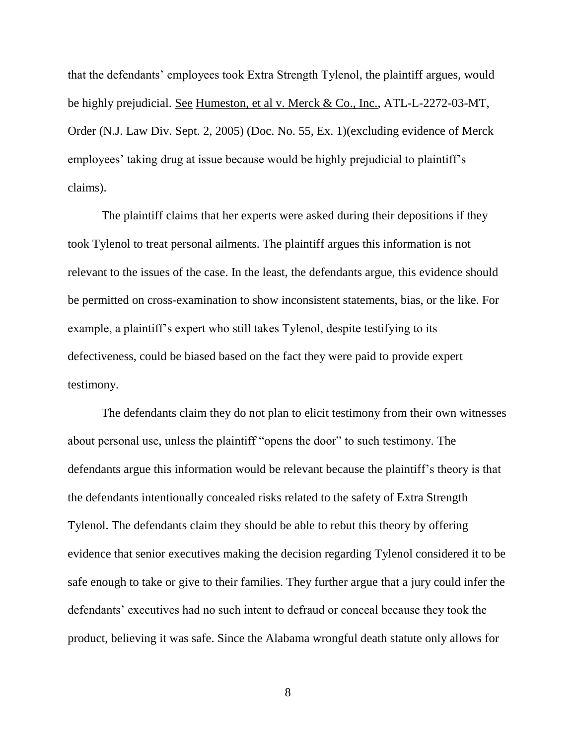that the defendants' employees took Extra Strength Tylenol, the plaintiff argues, would be highly prejudicial. See Humeston, et al v. Merck & Co., Inc., ATL-L-2272-03-MT, Order (N.J. Law Div. Sept. 2, 2005) (Doc. No. 55, Ex. 1)(excluding evidence of Merck employees' taking drug at issue because would be highly prejudicial to plaintiff's claims).

The plaintiff claims that her experts were asked during their depositions if they took Tylenol to treat personal ailments. The plaintiff argues this information is not relevant to the issues of the case. In the least, the defendants argue, this evidence should be permitted on cross-examination to show inconsistent statements, bias, or the like. For example, a plaintiff's expert who still takes Tylenol, despite testifying to its defectiveness, could be biased based on the fact they were paid to provide expert testimony.

The defendants claim they do not plan to elicit testimony from their own witnesses about personal use, unless the plaintiff "opens the door" to such testimony. The defendants argue this information would be relevant because the plaintiff's theory is that the defendants intentionally concealed risks related to the safety of Extra Strength Tylenol. The defendants claim they should be able to rebut this theory by offering evidence that senior executives making the decision regarding Tylenol considered it to be safe enough to take or give to their families. They further argue that a jury could infer the defendants' executives had no such intent to defraud or conceal because they took the product, believing it was safe. Since the Alabama wrongful death statute only allows for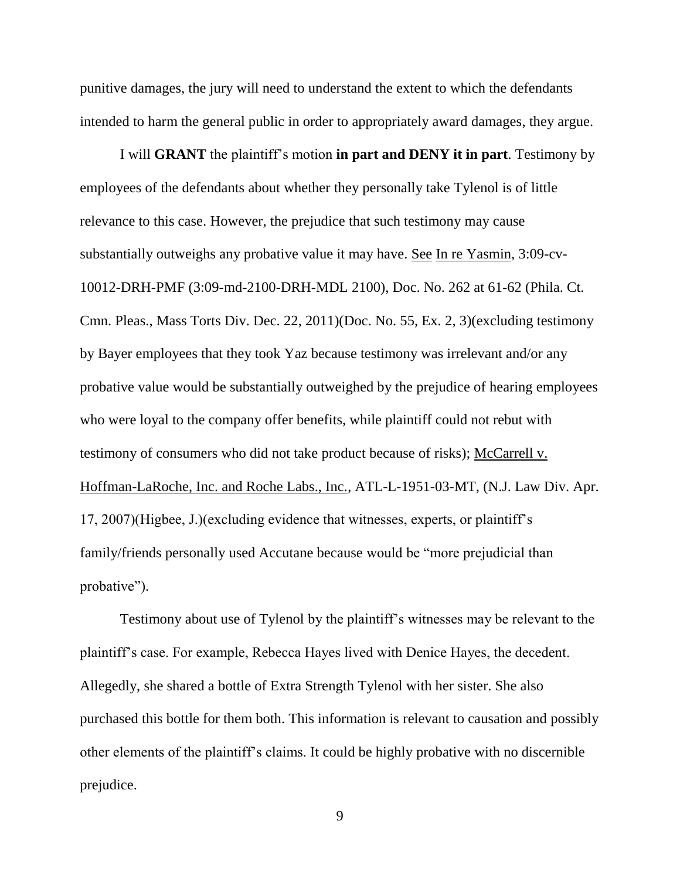punitive damages, the jury will need to understand the extent to which the defendants intended to harm the general public in order to appropriately award damages, they argue.

I will **GRANT** the plaintiff's motion **in part and DENY it in part**. Testimony by employees of the defendants about whether they personally take Tylenol is of little relevance to this case. However, the prejudice that such testimony may cause substantially outweighs any probative value it may have. See In re Yasmin, 3:09-cv-10012-DRH-PMF (3:09-md-2100-DRH-MDL 2100), Doc. No. 262 at 61-62 (Phila. Ct. Cmn. Pleas., Mass Torts Div. Dec. 22, 2011)(Doc. No. 55, Ex. 2, 3)(excluding testimony by Bayer employees that they took Yaz because testimony was irrelevant and/or any probative value would be substantially outweighed by the prejudice of hearing employees who were loyal to the company offer benefits, while plaintiff could not rebut with testimony of consumers who did not take product because of risks); McCarrell v. Hoffman-LaRoche, Inc. and Roche Labs., Inc., ATL-L-1951-03-MT, (N.J. Law Div. Apr. 17, 2007)(Higbee, J.)(excluding evidence that witnesses, experts, or plaintiff's family/friends personally used Accutane because would be "more prejudicial than probative").

Testimony about use of Tylenol by the plaintiff's witnesses may be relevant to the plaintiff's case. For example, Rebecca Hayes lived with Denice Hayes, the decedent. Allegedly, she shared a bottle of Extra Strength Tylenol with her sister. She also purchased this bottle for them both. This information is relevant to causation and possibly other elements of the plaintiff's claims. It could be highly probative with no discernible prejudice.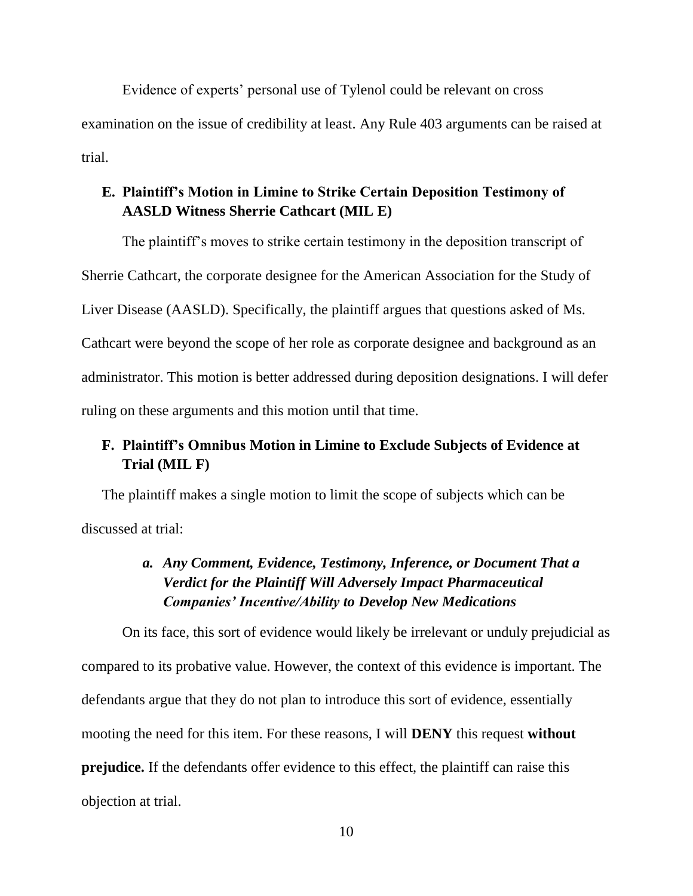Evidence of experts' personal use of Tylenol could be relevant on cross examination on the issue of credibility at least. Any Rule 403 arguments can be raised at trial.

### E. Plaintiff's Motion in Limine to Strike Certain Deposition Testimony of AASLD Witness Sherrie Cathcart (MIL E)

The plaintiff's moves to strike certain testimony in the deposition transcript of Sherrie Cathcart, the corporate designee for the American Association for the Study of Liver Disease (AASLD). Specifically, the plaintiff argues that questions asked of Ms. Cathcart were beyond the scope of her role as corporate designee and background as an administrator. This motion is better addressed during deposition designations. I will defer ruling on these arguments and this motion until that time.

### F. Plaintiff's Omnibus Motion in Limine to Exclude Subjects of Evidence at Trial (MIL F)

The plaintiff makes a single motion to limit the scope of subjects which can be discussed at trial:

#### *a. Any Comment, Evidence, Testimony, Inference, or Document That a Verdict for the Plaintiff Will Adversely Impact Pharmaceutical Companies' Incentive/Ability to Develop New Medications*

On its face, this sort of evidence would likely be irrelevant or unduly prejudicial as compared to its probative value. However, the context of this evidence is important. The defendants argue that they do not plan to introduce this sort of evidence, essentially mooting the need for this item. For these reasons, I will **DENY** this request **without prejudice.** If the defendants offer evidence to this effect, the plaintiff can raise this objection at trial.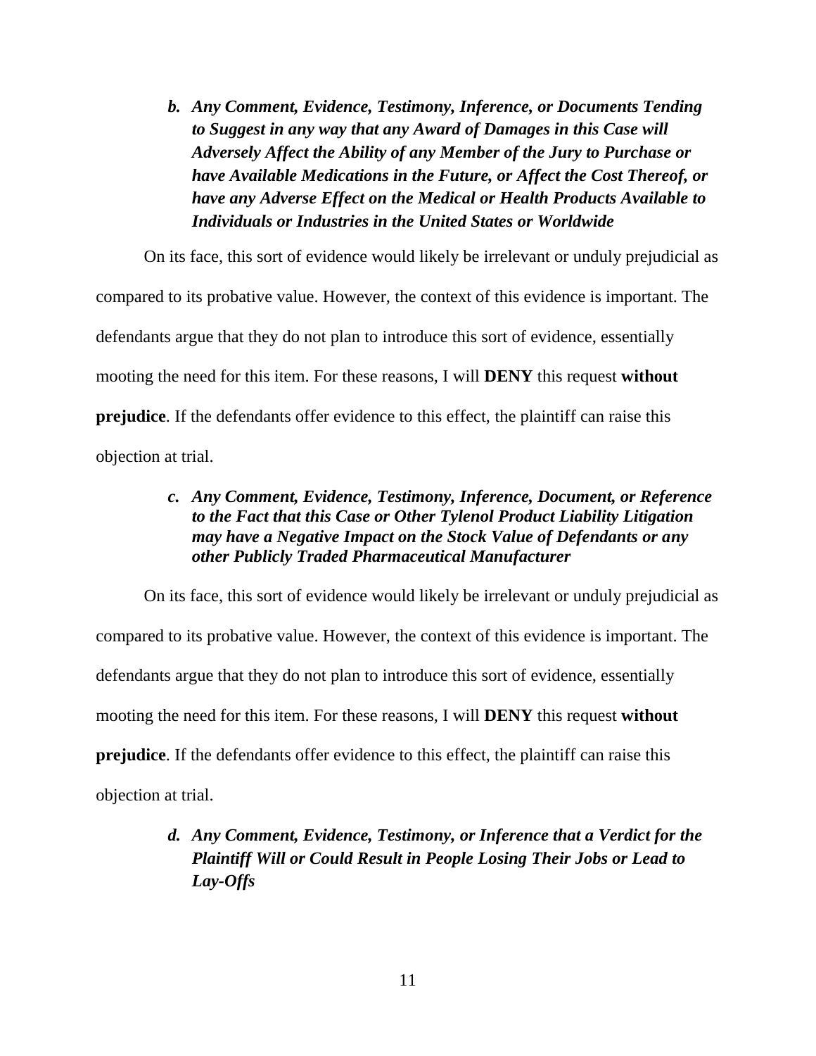***b. Any Comment, Evidence, Testimony, Inference, or Documents Tending to Suggest in any way that any Award of Damages in this Case will Adversely Affect the Ability of any Member of the Jury to Purchase or have Available Medications in the Future, or Affect the Cost Thereof, or have any Adverse Effect on the Medical or Health Products Available to Individuals or Industries in the United States or Worldwide***

On its face, this sort of evidence would likely be irrelevant or unduly prejudicial as compared to its probative value. However, the context of this evidence is important. The defendants argue that they do not plan to introduce this sort of evidence, essentially mooting the need for this item. For these reasons, I will **DENY** this request **without prejudice**. If the defendants offer evidence to this effect, the plaintiff can raise this objection at trial.

***c. Any Comment, Evidence, Testimony, Inference, Document, or Reference to the Fact that this Case or Other Tylenol Product Liability Litigation may have a Negative Impact on the Stock Value of Defendants or any other Publicly Traded Pharmaceutical Manufacturer***

On its face, this sort of evidence would likely be irrelevant or unduly prejudicial as compared to its probative value. However, the context of this evidence is important. The defendants argue that they do not plan to introduce this sort of evidence, essentially mooting the need for this item. For these reasons, I will **DENY** this request **without prejudice**. If the defendants offer evidence to this effect, the plaintiff can raise this objection at trial.

***d. Any Comment, Evidence, Testimony, or Inference that a Verdict for the Plaintiff Will or Could Result in People Losing Their Jobs or Lead to Lay-Offs***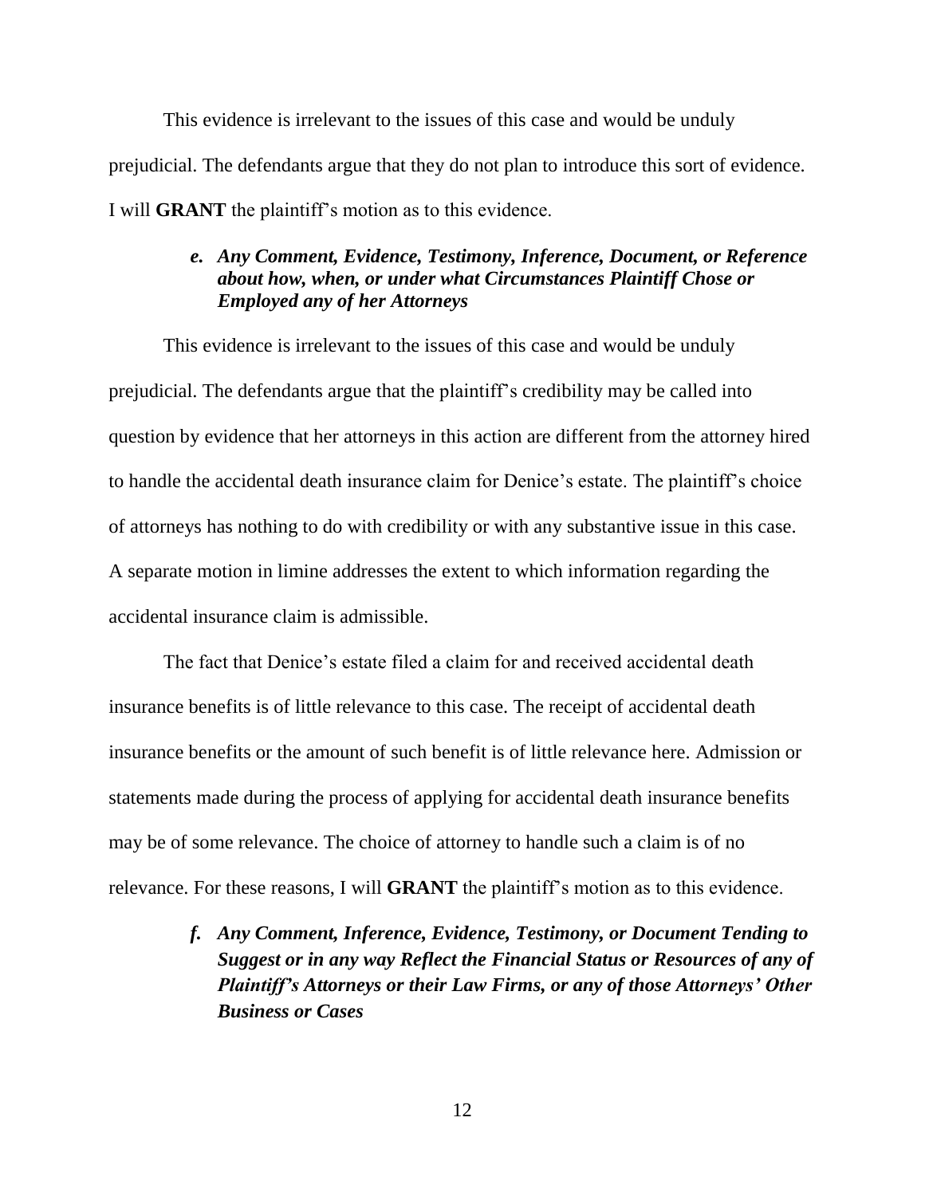This evidence is irrelevant to the issues of this case and would be unduly prejudicial. The defendants argue that they do not plan to introduce this sort of evidence. I will **GRANT** the plaintiff's motion as to this evidence.

### ***e. Any Comment, Evidence, Testimony, Inference, Document, or Reference about how, when, or under what Circumstances Plaintiff Chose or Employed any of her Attorneys***

This evidence is irrelevant to the issues of this case and would be unduly prejudicial. The defendants argue that the plaintiff's credibility may be called into question by evidence that her attorneys in this action are different from the attorney hired to handle the accidental death insurance claim for Denice's estate. The plaintiff's choice of attorneys has nothing to do with credibility or with any substantive issue in this case. A separate motion in limine addresses the extent to which information regarding the accidental insurance claim is admissible.

The fact that Denice's estate filed a claim for and received accidental death insurance benefits is of little relevance to this case. The receipt of accidental death insurance benefits or the amount of such benefit is of little relevance here. Admission or statements made during the process of applying for accidental death insurance benefits may be of some relevance. The choice of attorney to handle such a claim is of no relevance. For these reasons, I will **GRANT** the plaintiff's motion as to this evidence.

### ***f. Any Comment, Inference, Evidence, Testimony, or Document Tending to Suggest or in any way Reflect the Financial Status or Resources of any of Plaintiff's Attorneys or their Law Firms, or any of those Attorneys' Other Business or Cases***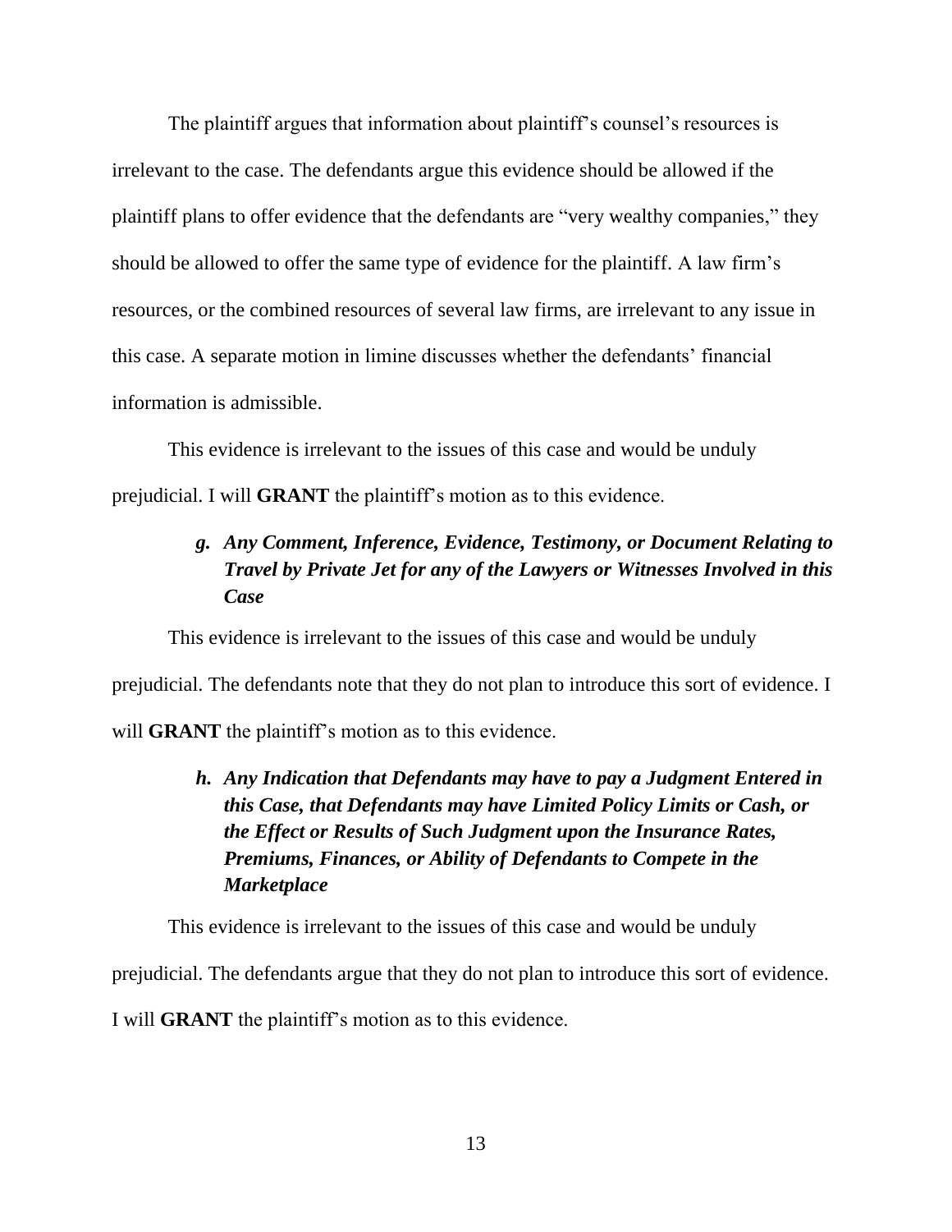The plaintiff argues that information about plaintiff's counsel's resources is irrelevant to the case. The defendants argue this evidence should be allowed if the plaintiff plans to offer evidence that the defendants are "very wealthy companies," they should be allowed to offer the same type of evidence for the plaintiff. A law firm's resources, or the combined resources of several law firms, are irrelevant to any issue in this case. A separate motion in limine discusses whether the defendants' financial information is admissible.

This evidence is irrelevant to the issues of this case and would be unduly prejudicial. I will **GRANT** the plaintiff's motion as to this evidence.

***g. Any Comment, Inference, Evidence, Testimony, or Document Relating to Travel by Private Jet for any of the Lawyers or Witnesses Involved in this Case***

This evidence is irrelevant to the issues of this case and would be unduly prejudicial. The defendants note that they do not plan to introduce this sort of evidence. I will **GRANT** the plaintiff's motion as to this evidence.

***h. Any Indication that Defendants may have to pay a Judgment Entered in this Case, that Defendants may have Limited Policy Limits or Cash, or the Effect or Results of Such Judgment upon the Insurance Rates, Premiums, Finances, or Ability of Defendants to Compete in the Marketplace***

This evidence is irrelevant to the issues of this case and would be unduly prejudicial. The defendants argue that they do not plan to introduce this sort of evidence. I will **GRANT** the plaintiff's motion as to this evidence.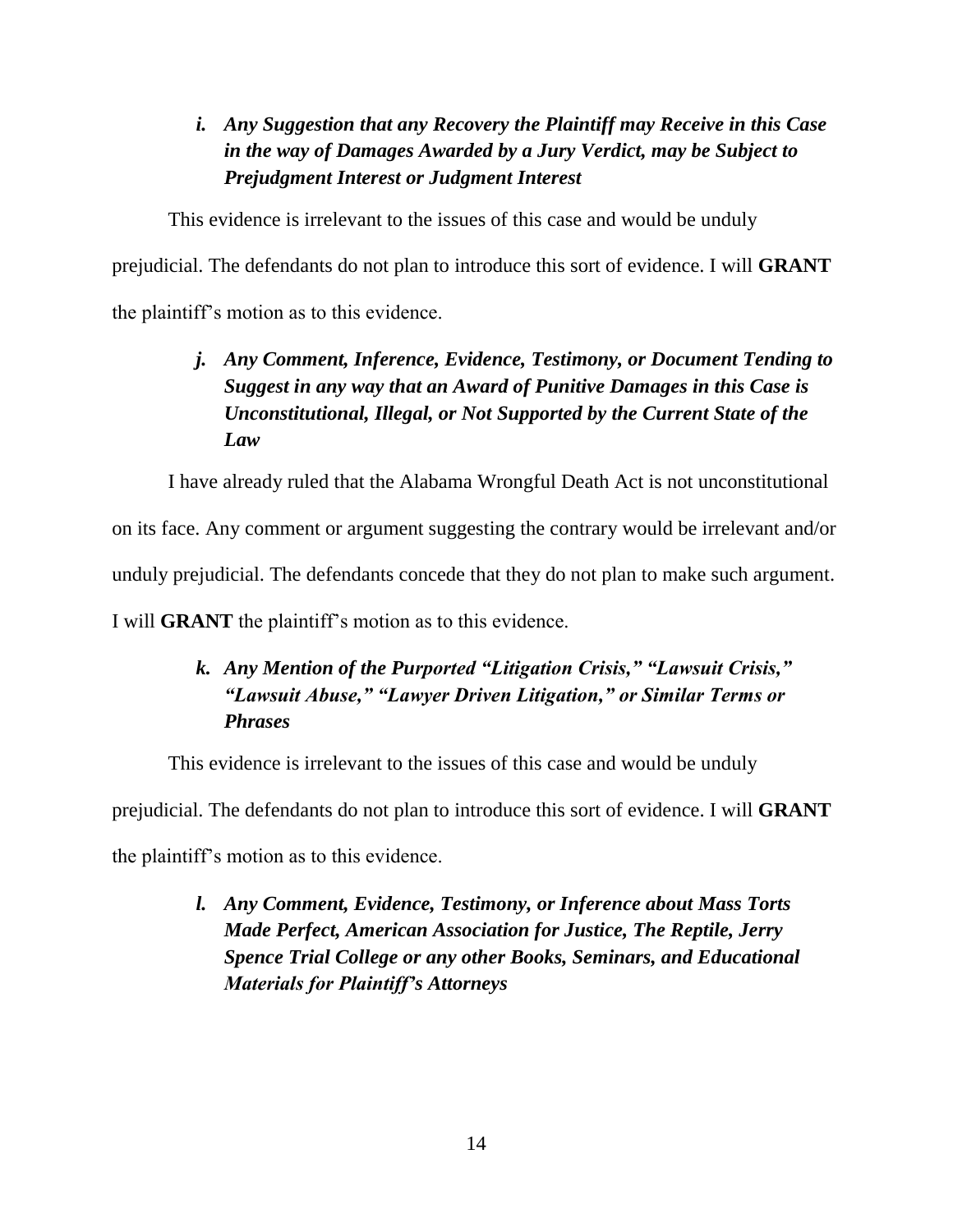***i. Any Suggestion that any Recovery the Plaintiff may Receive in this Case in the way of Damages Awarded by a Jury Verdict, may be Subject to Prejudgment Interest or Judgment Interest***

This evidence is irrelevant to the issues of this case and would be unduly prejudicial. The defendants do not plan to introduce this sort of evidence. I will **GRANT** the plaintiff's motion as to this evidence.

***j. Any Comment, Inference, Evidence, Testimony, or Document Tending to Suggest in any way that an Award of Punitive Damages in this Case is Unconstitutional, Illegal, or Not Supported by the Current State of the Law***

I have already ruled that the Alabama Wrongful Death Act is not unconstitutional on its face. Any comment or argument suggesting the contrary would be irrelevant and/or unduly prejudicial. The defendants concede that they do not plan to make such argument. I will **GRANT** the plaintiff's motion as to this evidence.

***k. Any Mention of the Purported "Litigation Crisis," "Lawsuit Crisis," "Lawsuit Abuse," "Lawyer Driven Litigation," or Similar Terms or Phrases***

This evidence is irrelevant to the issues of this case and would be unduly prejudicial. The defendants do not plan to introduce this sort of evidence. I will **GRANT** the plaintiff's motion as to this evidence.

***l. Any Comment, Evidence, Testimony, or Inference about Mass Torts Made Perfect, American Association for Justice, The Reptile, Jerry Spence Trial College or any other Books, Seminars, and Educational Materials for Plaintiff's Attorneys***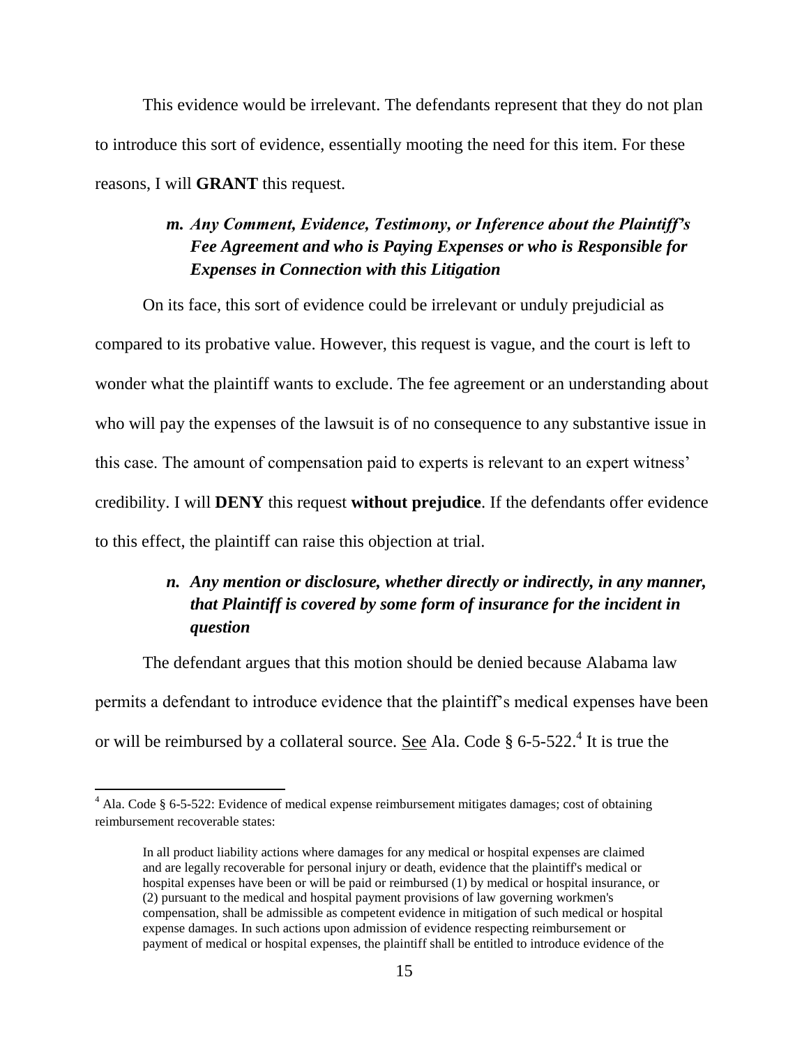This evidence would be irrelevant. The defendants represent that they do not plan to introduce this sort of evidence, essentially mooting the need for this item. For these reasons, I will **GRANT** this request.

### *m. Any Comment, Evidence, Testimony, or Inference about the Plaintiff's Fee Agreement and who is Paying Expenses or who is Responsible for Expenses in Connection with this Litigation*

On its face, this sort of evidence could be irrelevant or unduly prejudicial as compared to its probative value. However, this request is vague, and the court is left to wonder what the plaintiff wants to exclude. The fee agreement or an understanding about who will pay the expenses of the lawsuit is of no consequence to any substantive issue in this case. The amount of compensation paid to experts is relevant to an expert witness' credibility. I will **DENY** this request **without prejudice**. If the defendants offer evidence to this effect, the plaintiff can raise this objection at trial.

### *n. Any mention or disclosure, whether directly or indirectly, in any manner, that Plaintiff is covered by some form of insurance for the incident in question*

The defendant argues that this motion should be denied because Alabama law permits a defendant to introduce evidence that the plaintiff's medical expenses have been or will be reimbursed by a collateral source. See Ala. Code § 6-5-522.[4] It is true the

---

[4] Ala. Code § 6-5-522: Evidence of medical expense reimbursement mitigates damages; cost of obtaining reimbursement recoverable states:

> In all product liability actions where damages for any medical or hospital expenses are claimed and are legally recoverable for personal injury or death, evidence that the plaintiff's medical or hospital expenses have been or will be paid or reimbursed (1) by medical or hospital insurance, or (2) pursuant to the medical and hospital payment provisions of law governing workmen's compensation, shall be admissible as competent evidence in mitigation of such medical or hospital expense damages. In such actions upon admission of evidence respecting reimbursement or payment of medical or hospital expenses, the plaintiff shall be entitled to introduce evidence of the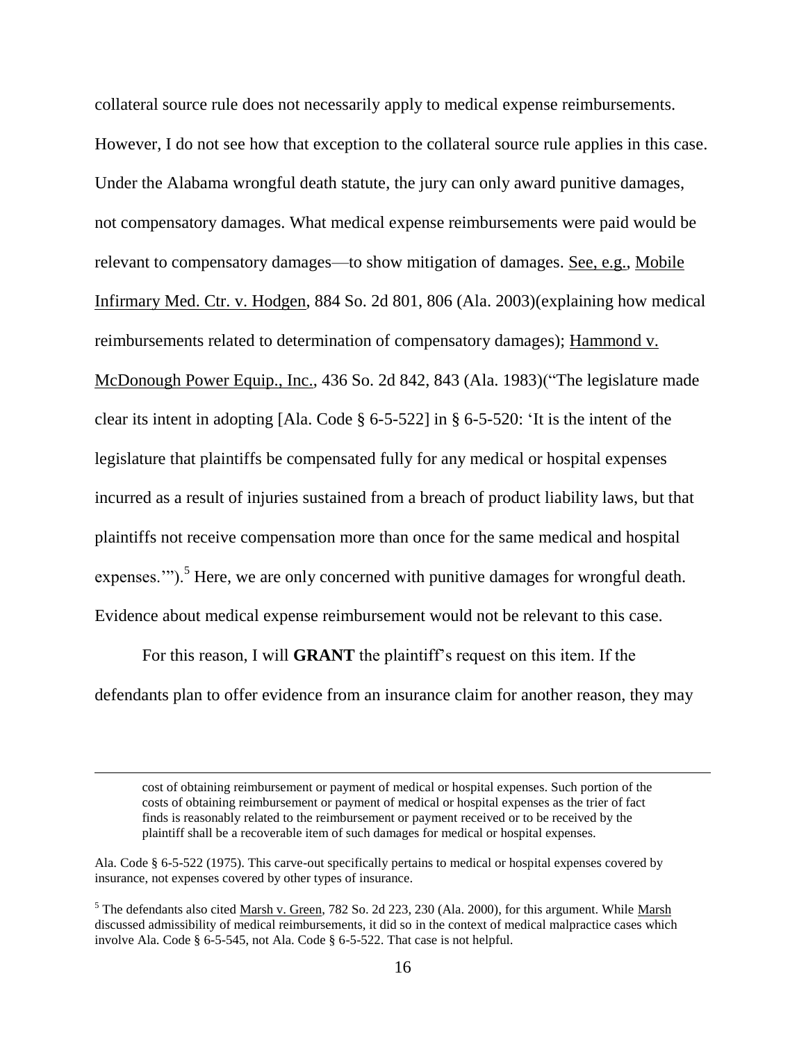collateral source rule does not necessarily apply to medical expense reimbursements. However, I do not see how that exception to the collateral source rule applies in this case. Under the Alabama wrongful death statute, the jury can only award punitive damages, not compensatory damages. What medical expense reimbursements were paid would be relevant to compensatory damages—to show mitigation of damages. See, e.g., Mobile Infirmary Med. Ctr. v. Hodgen, 884 So. 2d 801, 806 (Ala. 2003)(explaining how medical reimbursements related to determination of compensatory damages); Hammond v. McDonough Power Equip., Inc., 436 So. 2d 842, 843 (Ala. 1983)("The legislature made clear its intent in adopting [Ala. Code § 6-5-522] in § 6-5-520: 'It is the intent of the legislature that plaintiffs be compensated fully for any medical or hospital expenses incurred as a result of injuries sustained from a breach of product liability laws, but that plaintiffs not receive compensation more than once for the same medical and hospital expenses.'").[5] Here, we are only concerned with punitive damages for wrongful death. Evidence about medical expense reimbursement would not be relevant to this case.

For this reason, I will **GRANT** the plaintiff's request on this item. If the defendants plan to offer evidence from an insurance claim for another reason, they may

---

> cost of obtaining reimbursement or payment of medical or hospital expenses. Such portion of the costs of obtaining reimbursement or payment of medical or hospital expenses as the trier of fact finds is reasonably related to the reimbursement or payment received or to be received by the plaintiff shall be a recoverable item of such damages for medical or hospital expenses.

Ala. Code § 6-5-522 (1975). This carve-out specifically pertains to medical or hospital expenses covered by insurance, not expenses covered by other types of insurance.

[5] The defendants also cited Marsh v. Green, 782 So. 2d 223, 230 (Ala. 2000), for this argument. While Marsh discussed admissibility of medical reimbursements, it did so in the context of medical malpractice cases which involve Ala. Code § 6-5-545, not Ala. Code § 6-5-522. That case is not helpful.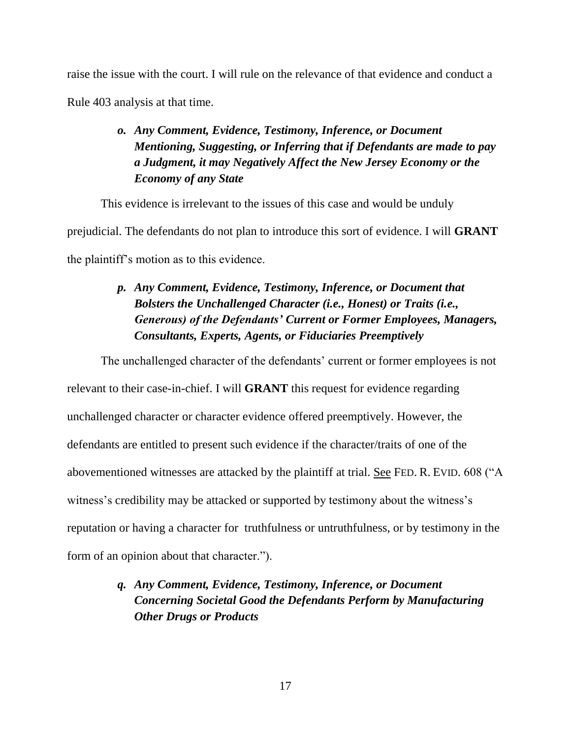raise the issue with the court. I will rule on the relevance of that evidence and conduct a Rule 403 analysis at that time.

### ***o. Any Comment, Evidence, Testimony, Inference, or Document Mentioning, Suggesting, or Inferring that if Defendants are made to pay a Judgment, it may Negatively Affect the New Jersey Economy or the Economy of any State***

This evidence is irrelevant to the issues of this case and would be unduly prejudicial. The defendants do not plan to introduce this sort of evidence. I will **GRANT** the plaintiff's motion as to this evidence.

### ***p. Any Comment, Evidence, Testimony, Inference, or Document that Bolsters the Unchallenged Character (i.e., Honest) or Traits (i.e., Generous) of the Defendants' Current or Former Employees, Managers, Consultants, Experts, Agents, or Fiduciaries Preemptively***

The unchallenged character of the defendants' current or former employees is not relevant to their case-in-chief. I will **GRANT** this request for evidence regarding unchallenged character or character evidence offered preemptively. However, the defendants are entitled to present such evidence if the character/traits of one of the abovementioned witnesses are attacked by the plaintiff at trial. See FED. R. EVID. 608 ("A witness's credibility may be attacked or supported by testimony about the witness's reputation or having a character for truthfulness or untruthfulness, or by testimony in the form of an opinion about that character.").

### ***q. Any Comment, Evidence, Testimony, Inference, or Document Concerning Societal Good the Defendants Perform by Manufacturing Other Drugs or Products***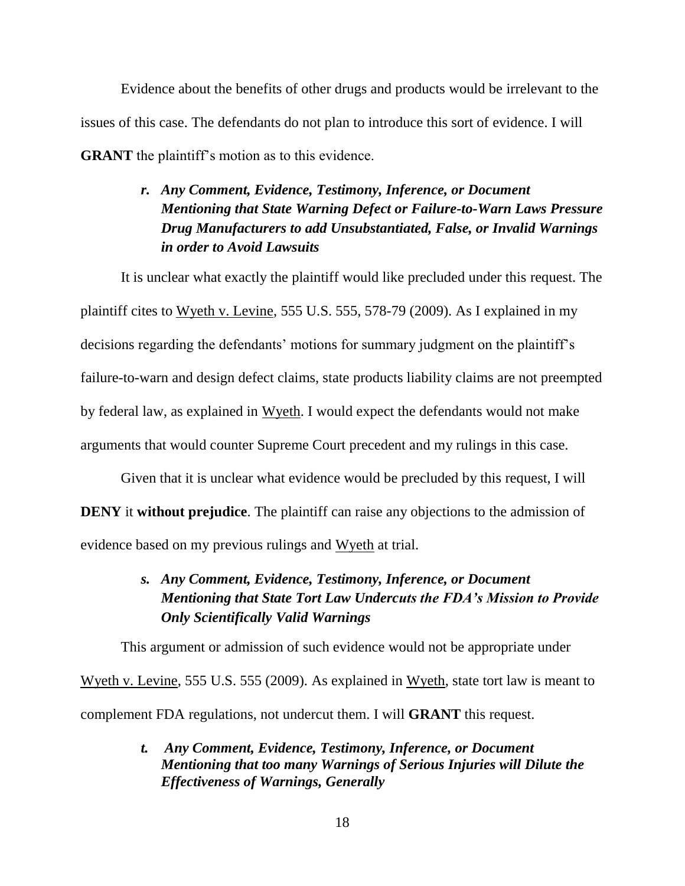Evidence about the benefits of other drugs and products would be irrelevant to the issues of this case. The defendants do not plan to introduce this sort of evidence. I will **GRANT** the plaintiff's motion as to this evidence.

> ***r. Any Comment, Evidence, Testimony, Inference, or Document Mentioning that State Warning Defect or Failure-to-Warn Laws Pressure Drug Manufacturers to add Unsubstantiated, False, or Invalid Warnings in order to Avoid Lawsuits***

It is unclear what exactly the plaintiff would like precluded under this request. The plaintiff cites to Wyeth v. Levine, 555 U.S. 555, 578-79 (2009). As I explained in my decisions regarding the defendants' motions for summary judgment on the plaintiff's failure-to-warn and design defect claims, state products liability claims are not preempted by federal law, as explained in Wyeth. I would expect the defendants would not make arguments that would counter Supreme Court precedent and my rulings in this case.

Given that it is unclear what evidence would be precluded by this request, I will **DENY** it **without prejudice**. The plaintiff can raise any objections to the admission of evidence based on my previous rulings and Wyeth at trial.

> ***s. Any Comment, Evidence, Testimony, Inference, or Document Mentioning that State Tort Law Undercuts the FDA's Mission to Provide Only Scientifically Valid Warnings***

This argument or admission of such evidence would not be appropriate under Wyeth v. Levine, 555 U.S. 555 (2009). As explained in Wyeth, state tort law is meant to complement FDA regulations, not undercut them. I will **GRANT** this request.

> ***t. Any Comment, Evidence, Testimony, Inference, or Document Mentioning that too many Warnings of Serious Injuries will Dilute the Effectiveness of Warnings, Generally***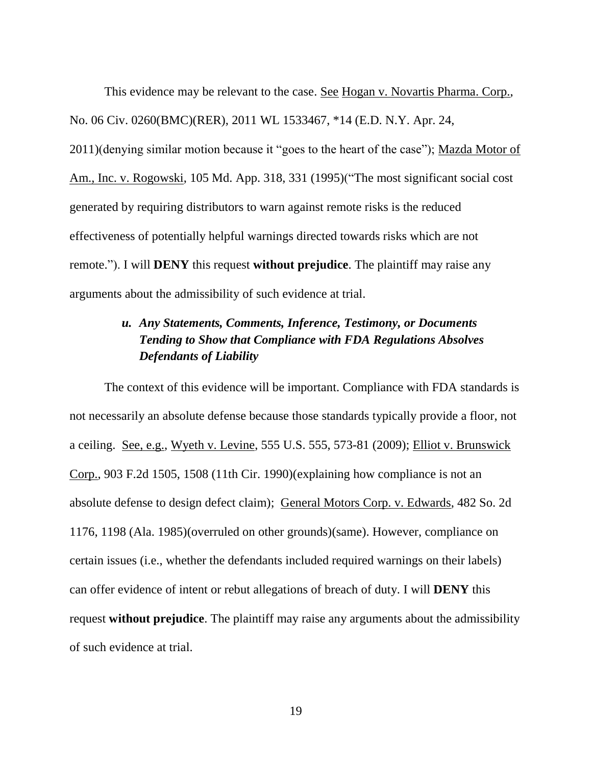This evidence may be relevant to the case. See Hogan v. Novartis Pharma. Corp., No. 06 Civ. 0260(BMC)(RER), 2011 WL 1533467, *14 (E.D. N.Y. Apr. 24, 2011)(denying similar motion because it "goes to the heart of the case"); Mazda Motor of Am., Inc. v. Rogowski, 105 Md. App. 318, 331 (1995)("The most significant social cost generated by requiring distributors to warn against remote risks is the reduced effectiveness of potentially helpful warnings directed towards risks which are not remote."). I will **DENY** this request **without prejudice**. The plaintiff may raise any arguments about the admissibility of such evidence at trial.

### *u. Any Statements, Comments, Inference, Testimony, or Documents Tending to Show that Compliance with FDA Regulations Absolves Defendants of Liability*

The context of this evidence will be important. Compliance with FDA standards is not necessarily an absolute defense because those standards typically provide a floor, not a ceiling. See, e.g., Wyeth v. Levine, 555 U.S. 555, 573-81 (2009); Elliot v. Brunswick Corp., 903 F.2d 1505, 1508 (11th Cir. 1990)(explaining how compliance is not an absolute defense to design defect claim); General Motors Corp. v. Edwards, 482 So. 2d 1176, 1198 (Ala. 1985)(overruled on other grounds)(same). However, compliance on certain issues (i.e., whether the defendants included required warnings on their labels) can offer evidence of intent or rebut allegations of breach of duty. I will **DENY** this request **without prejudice**. The plaintiff may raise any arguments about the admissibility of such evidence at trial.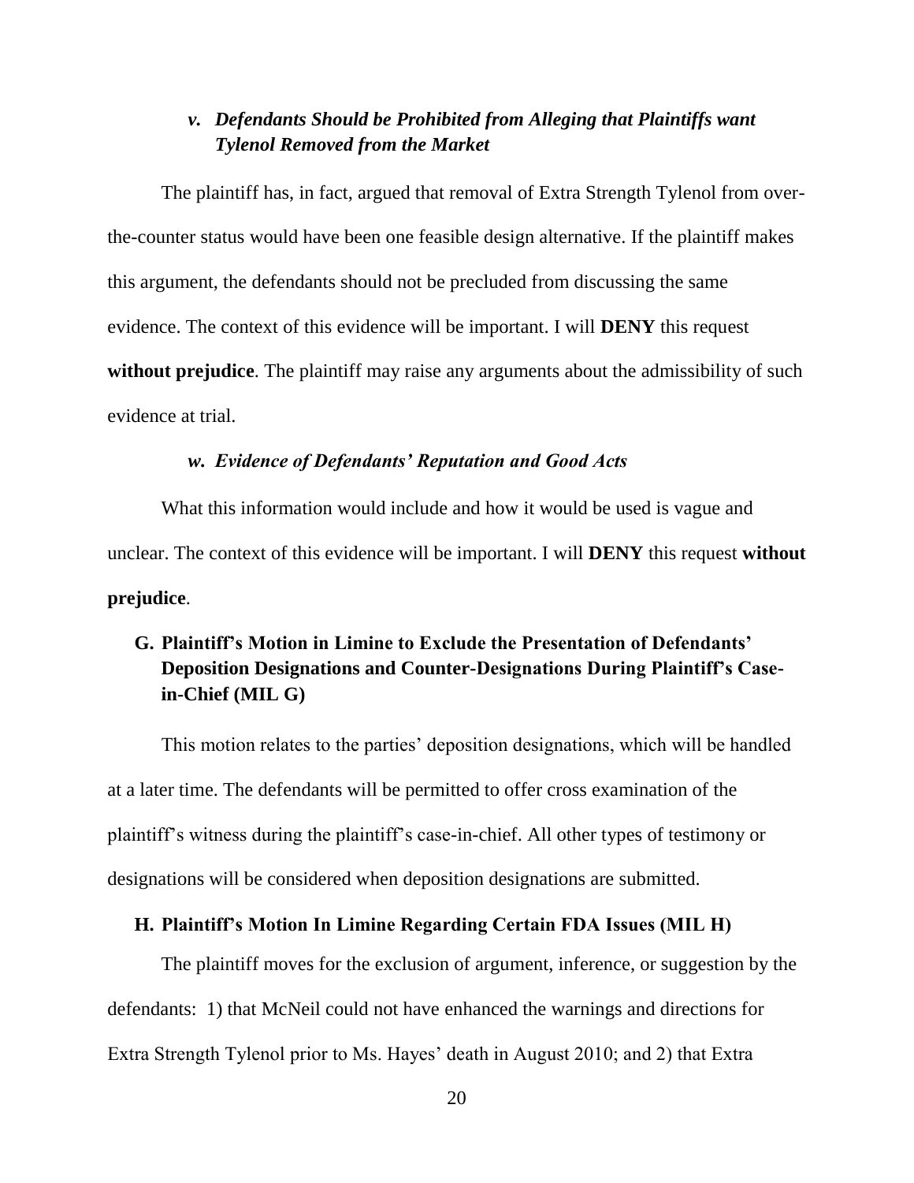#### *v. Defendants Should be Prohibited from Alleging that Plaintiffs want Tylenol Removed from the Market*

The plaintiff has, in fact, argued that removal of Extra Strength Tylenol from over-the-counter status would have been one feasible design alternative. If the plaintiff makes this argument, the defendants should not be precluded from discussing the same evidence. The context of this evidence will be important. I will **DENY** this request **without prejudice**. The plaintiff may raise any arguments about the admissibility of such evidence at trial.

#### *w. Evidence of Defendants' Reputation and Good Acts*

What this information would include and how it would be used is vague and unclear. The context of this evidence will be important. I will **DENY** this request **without prejudice**.

### G. Plaintiff's Motion in Limine to Exclude the Presentation of Defendants' Deposition Designations and Counter-Designations During Plaintiff's Case-in-Chief (MIL G)

This motion relates to the parties' deposition designations, which will be handled at a later time. The defendants will be permitted to offer cross examination of the plaintiff's witness during the plaintiff's case-in-chief. All other types of testimony or designations will be considered when deposition designations are submitted.

### H. Plaintiff's Motion In Limine Regarding Certain FDA Issues (MIL H)

The plaintiff moves for the exclusion of argument, inference, or suggestion by the defendants: 1) that McNeil could not have enhanced the warnings and directions for Extra Strength Tylenol prior to Ms. Hayes' death in August 2010; and 2) that Extra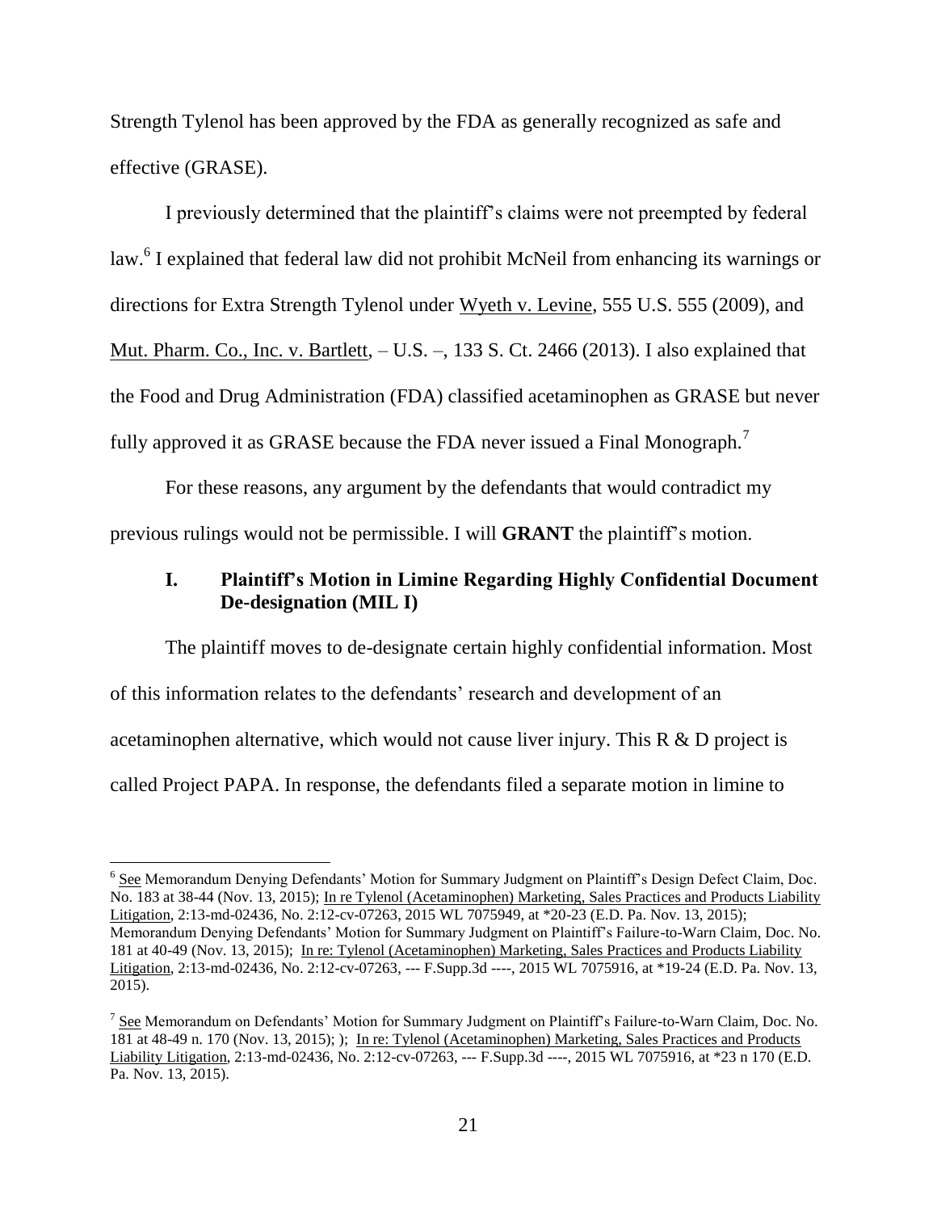Strength Tylenol has been approved by the FDA as generally recognized as safe and effective (GRASE).

I previously determined that the plaintiff's claims were not preempted by federal law.[6] I explained that federal law did not prohibit McNeil from enhancing its warnings or directions for Extra Strength Tylenol under Wyeth v. Levine, 555 U.S. 555 (2009), and Mut. Pharm. Co., Inc. v. Bartlett, – U.S. –, 133 S. Ct. 2466 (2013). I also explained that the Food and Drug Administration (FDA) classified acetaminophen as GRASE but never fully approved it as GRASE because the FDA never issued a Final Monograph.[7]

For these reasons, any argument by the defendants that would contradict my previous rulings would not be permissible. I will **GRANT** the plaintiff's motion.

### I. Plaintiff's Motion in Limine Regarding Highly Confidential Document De-designation (MIL I)

The plaintiff moves to de-designate certain highly confidential information. Most of this information relates to the defendants' research and development of an acetaminophen alternative, which would not cause liver injury. This R & D project is called Project PAPA. In response, the defendants filed a separate motion in limine to

---

[6] See Memorandum Denying Defendants' Motion for Summary Judgment on Plaintiff's Design Defect Claim, Doc. No. 183 at 38-44 (Nov. 13, 2015); In re Tylenol (Acetaminophen) Marketing, Sales Practices and Products Liability Litigation, 2:13-md-02436, No. 2:12-cv-07263, 2015 WL 7075949, at *20-23 (E.D. Pa. Nov. 13, 2015); Memorandum Denying Defendants' Motion for Summary Judgment on Plaintiff's Failure-to-Warn Claim, Doc. No. 181 at 40-49 (Nov. 13, 2015); In re: Tylenol (Acetaminophen) Marketing, Sales Practices and Products Liability Litigation, 2:13-md-02436, No. 2:12-cv-07263, --- F.Supp.3d ----, 2015 WL 7075916, at *19-24 (E.D. Pa. Nov. 13, 2015).

[7] See Memorandum on Defendants' Motion for Summary Judgment on Plaintiff's Failure-to-Warn Claim, Doc. No. 181 at 48-49 n. 170 (Nov. 13, 2015); ); In re: Tylenol (Acetaminophen) Marketing, Sales Practices and Products Liability Litigation, 2:13-md-02436, No. 2:12-cv-07263, --- F.Supp.3d ----, 2015 WL 7075916, at *23 n 170 (E.D. Pa. Nov. 13, 2015).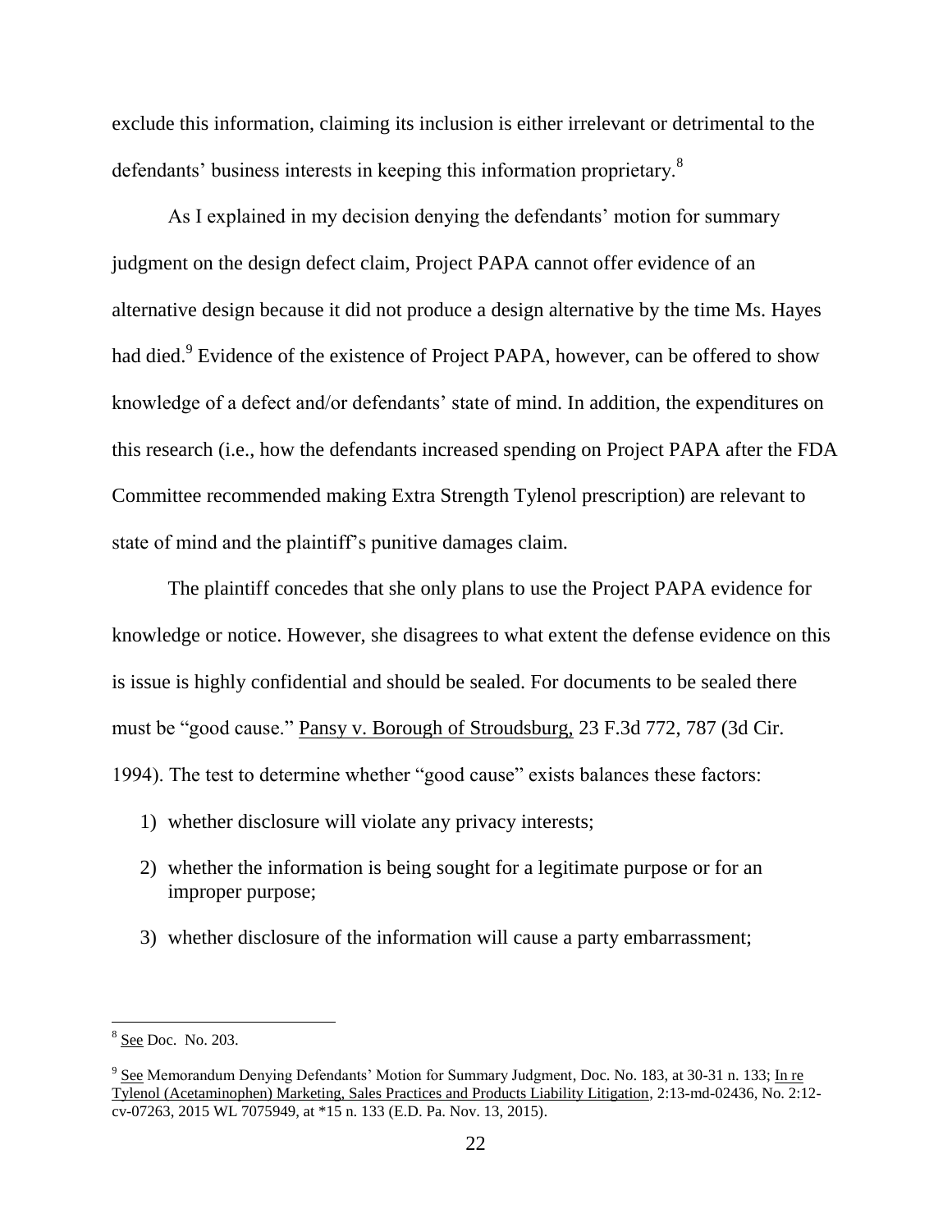exclude this information, claiming its inclusion is either irrelevant or detrimental to the defendants' business interests in keeping this information proprietary.[8]

As I explained in my decision denying the defendants' motion for summary judgment on the design defect claim, Project PAPA cannot offer evidence of an alternative design because it did not produce a design alternative by the time Ms. Hayes had died.[9] Evidence of the existence of Project PAPA, however, can be offered to show knowledge of a defect and/or defendants' state of mind. In addition, the expenditures on this research (i.e., how the defendants increased spending on Project PAPA after the FDA Committee recommended making Extra Strength Tylenol prescription) are relevant to state of mind and the plaintiff's punitive damages claim.

The plaintiff concedes that she only plans to use the Project PAPA evidence for knowledge or notice. However, she disagrees to what extent the defense evidence on this is issue is highly confidential and should be sealed. For documents to be sealed there must be "good cause." Pansy v. Borough of Stroudsburg, 23 F.3d 772, 787 (3d Cir. 1994). The test to determine whether "good cause" exists balances these factors:

1) whether disclosure will violate any privacy interests;
2) whether the information is being sought for a legitimate purpose or for an improper purpose;
3) whether disclosure of the information will cause a party embarrassment;

---

[8] See Doc. No. 203.

[9] See Memorandum Denying Defendants' Motion for Summary Judgment, Doc. No. 183, at 30-31 n. 133; In re Tylenol (Acetaminophen) Marketing, Sales Practices and Products Liability Litigation, 2:13-md-02436, No. 2:12-cv-07263, 2015 WL 7075949, at *15 n. 133 (E.D. Pa. Nov. 13, 2015).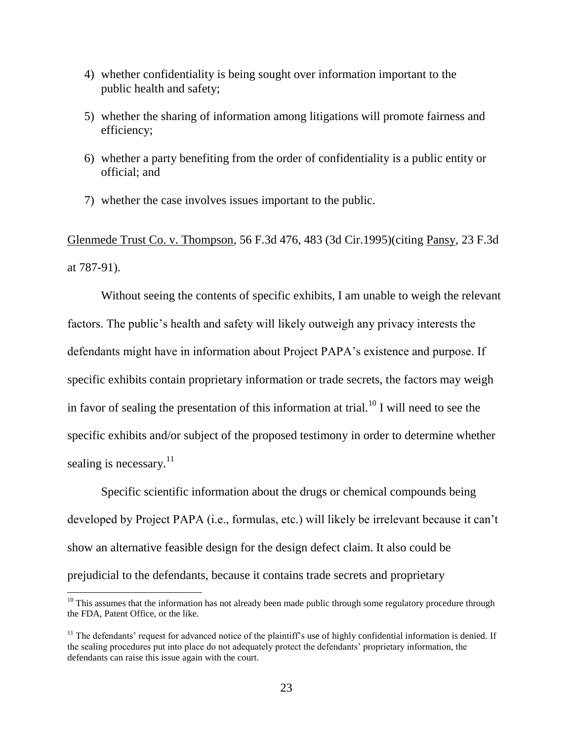4) whether confidentiality is being sought over information important to the public health and safety;

5) whether the sharing of information among litigations will promote fairness and efficiency;

6) whether a party benefiting from the order of confidentiality is a public entity or official; and

7) whether the case involves issues important to the public.

Glenmede Trust Co. v. Thompson, 56 F.3d 476, 483 (3d Cir.1995)(citing Pansy, 23 F.3d at 787-91).

Without seeing the contents of specific exhibits, I am unable to weigh the relevant factors. The public's health and safety will likely outweigh any privacy interests the defendants might have in information about Project PAPA's existence and purpose. If specific exhibits contain proprietary information or trade secrets, the factors may weigh in favor of sealing the presentation of this information at trial.[10] I will need to see the specific exhibits and/or subject of the proposed testimony in order to determine whether sealing is necessary.[11]

Specific scientific information about the drugs or chemical compounds being developed by Project PAPA (i.e., formulas, etc.) will likely be irrelevant because it can't show an alternative feasible design for the design defect claim. It also could be prejudicial to the defendants, because it contains trade secrets and proprietary

[10] This assumes that the information has not already been made public through some regulatory procedure through the FDA, Patent Office, or the like.

[11] The defendants' request for advanced notice of the plaintiff's use of highly confidential information is denied. If the sealing procedures put into place do not adequately protect the defendants' proprietary information, the defendants can raise this issue again with the court.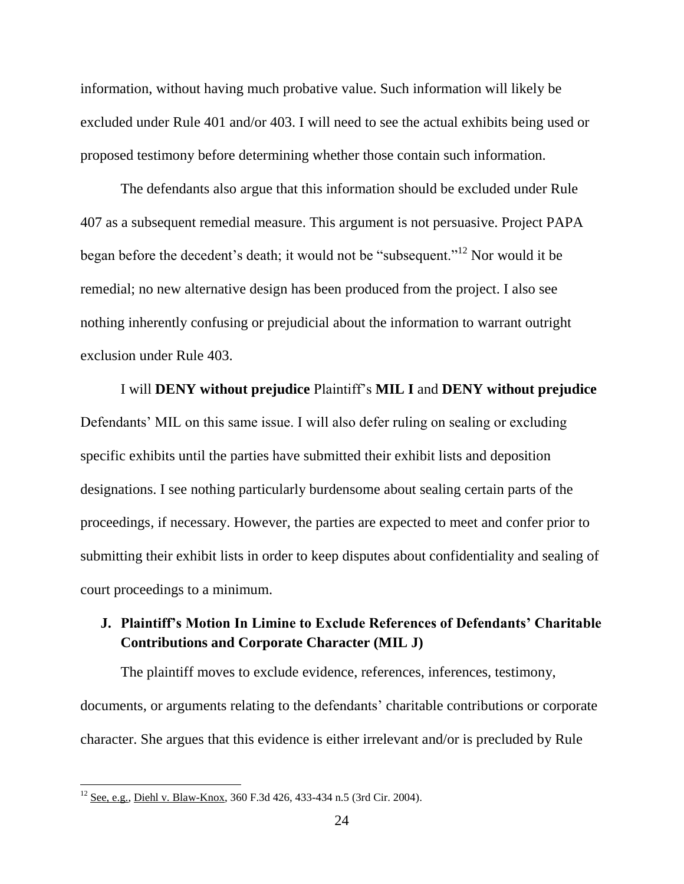information, without having much probative value. Such information will likely be excluded under Rule 401 and/or 403. I will need to see the actual exhibits being used or proposed testimony before determining whether those contain such information.

The defendants also argue that this information should be excluded under Rule 407 as a subsequent remedial measure. This argument is not persuasive. Project PAPA began before the decedent's death; it would not be "subsequent."[12] Nor would it be remedial; no new alternative design has been produced from the project. I also see nothing inherently confusing or prejudicial about the information to warrant outright exclusion under Rule 403.

I will **DENY without prejudice** Plaintiff's **MIL I** and **DENY without prejudice** Defendants' MIL on this same issue. I will also defer ruling on sealing or excluding specific exhibits until the parties have submitted their exhibit lists and deposition designations. I see nothing particularly burdensome about sealing certain parts of the proceedings, if necessary. However, the parties are expected to meet and confer prior to submitting their exhibit lists in order to keep disputes about confidentiality and sealing of court proceedings to a minimum.

### J. Plaintiff's Motion In Limine to Exclude References of Defendants' Charitable Contributions and Corporate Character (MIL J)

The plaintiff moves to exclude evidence, references, inferences, testimony, documents, or arguments relating to the defendants' charitable contributions or corporate character. She argues that this evidence is either irrelevant and/or is precluded by Rule

---

[12] See, e.g., Diehl v. Blaw-Knox, 360 F.3d 426, 433-434 n.5 (3rd Cir. 2004).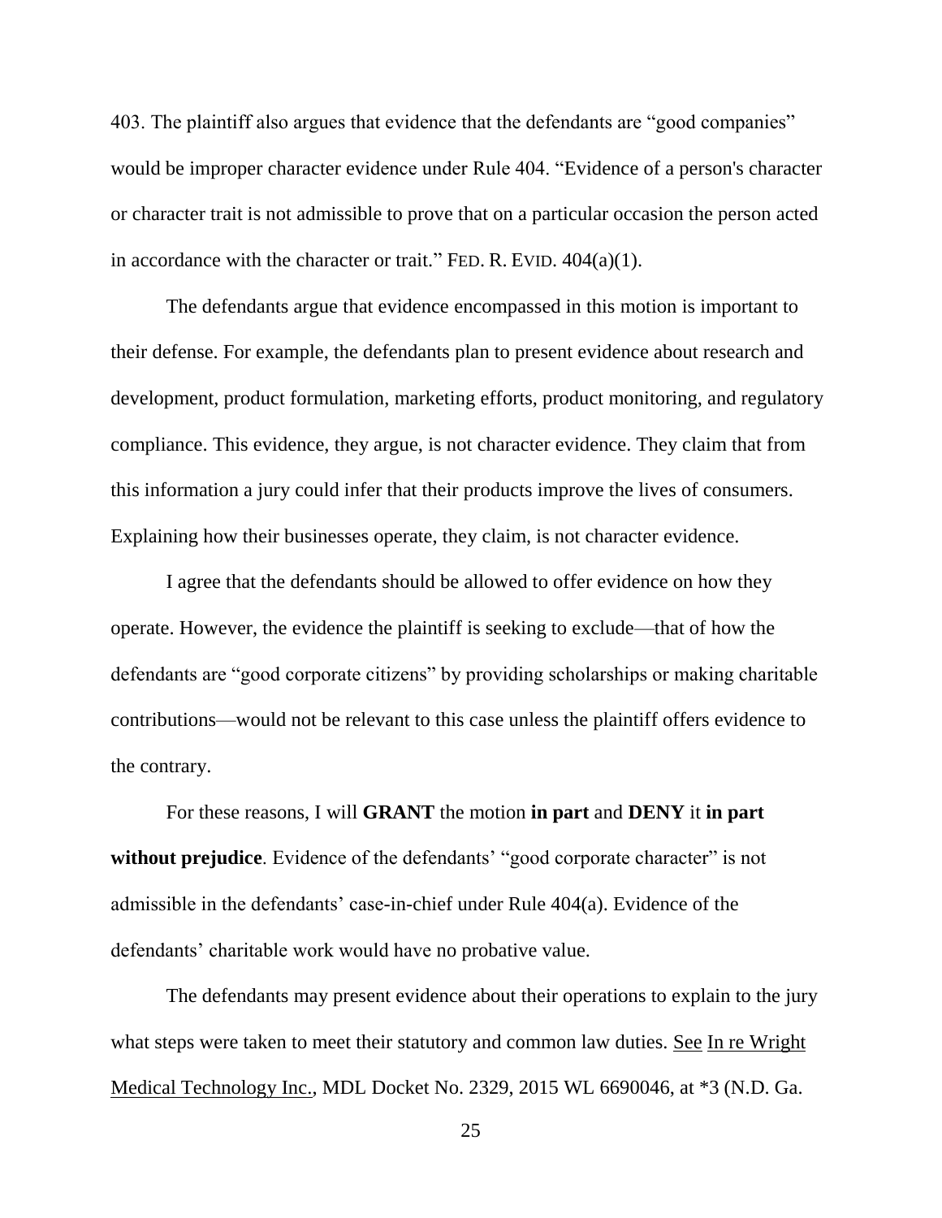403. The plaintiff also argues that evidence that the defendants are "good companies" would be improper character evidence under Rule 404. "Evidence of a person's character or character trait is not admissible to prove that on a particular occasion the person acted in accordance with the character or trait." FED. R. EVID. 404(a)(1).

The defendants argue that evidence encompassed in this motion is important to their defense. For example, the defendants plan to present evidence about research and development, product formulation, marketing efforts, product monitoring, and regulatory compliance. This evidence, they argue, is not character evidence. They claim that from this information a jury could infer that their products improve the lives of consumers. Explaining how their businesses operate, they claim, is not character evidence.

I agree that the defendants should be allowed to offer evidence on how they operate. However, the evidence the plaintiff is seeking to exclude—that of how the defendants are "good corporate citizens" by providing scholarships or making charitable contributions—would not be relevant to this case unless the plaintiff offers evidence to the contrary.

For these reasons, I will **GRANT** the motion **in part** and **DENY** it **in part without prejudice**. Evidence of the defendants' "good corporate character" is not admissible in the defendants' case-in-chief under Rule 404(a). Evidence of the defendants' charitable work would have no probative value.

The defendants may present evidence about their operations to explain to the jury what steps were taken to meet their statutory and common law duties. See In re Wright Medical Technology Inc., MDL Docket No. 2329, 2015 WL 6690046, at *3 (N.D. Ga.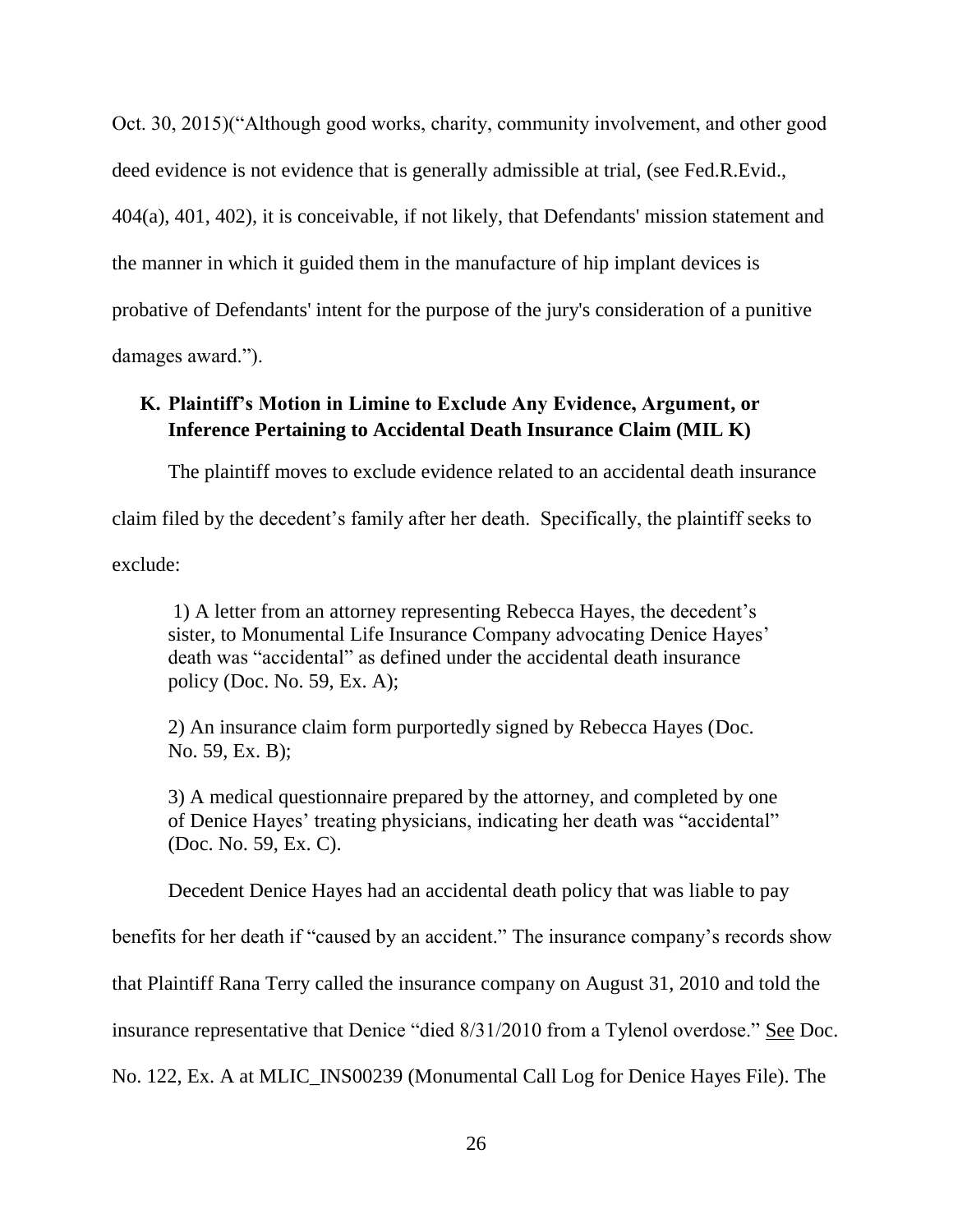Oct. 30, 2015)("Although good works, charity, community involvement, and other good deed evidence is not evidence that is generally admissible at trial, (see Fed.R.Evid., 404(a), 401, 402), it is conceivable, if not likely, that Defendants' mission statement and the manner in which it guided them in the manufacture of hip implant devices is probative of Defendants' intent for the purpose of the jury's consideration of a punitive damages award.").

### K. Plaintiff's Motion in Limine to Exclude Any Evidence, Argument, or Inference Pertaining to Accidental Death Insurance Claim (MIL K)

The plaintiff moves to exclude evidence related to an accidental death insurance claim filed by the decedent's family after her death. Specifically, the plaintiff seeks to exclude:

> 1) A letter from an attorney representing Rebecca Hayes, the decedent's sister, to Monumental Life Insurance Company advocating Denice Hayes' death was "accidental" as defined under the accidental death insurance policy (Doc. No. 59, Ex. A);
>
> 2) An insurance claim form purportedly signed by Rebecca Hayes (Doc. No. 59, Ex. B);
>
> 3) A medical questionnaire prepared by the attorney, and completed by one of Denice Hayes' treating physicians, indicating her death was "accidental" (Doc. No. 59, Ex. C).

Decedent Denice Hayes had an accidental death policy that was liable to pay benefits for her death if "caused by an accident." The insurance company's records show that Plaintiff Rana Terry called the insurance company on August 31, 2010 and told the insurance representative that Denice "died 8/31/2010 from a Tylenol overdose." See Doc. No. 122, Ex. A at MLIC_INS00239 (Monumental Call Log for Denice Hayes File). The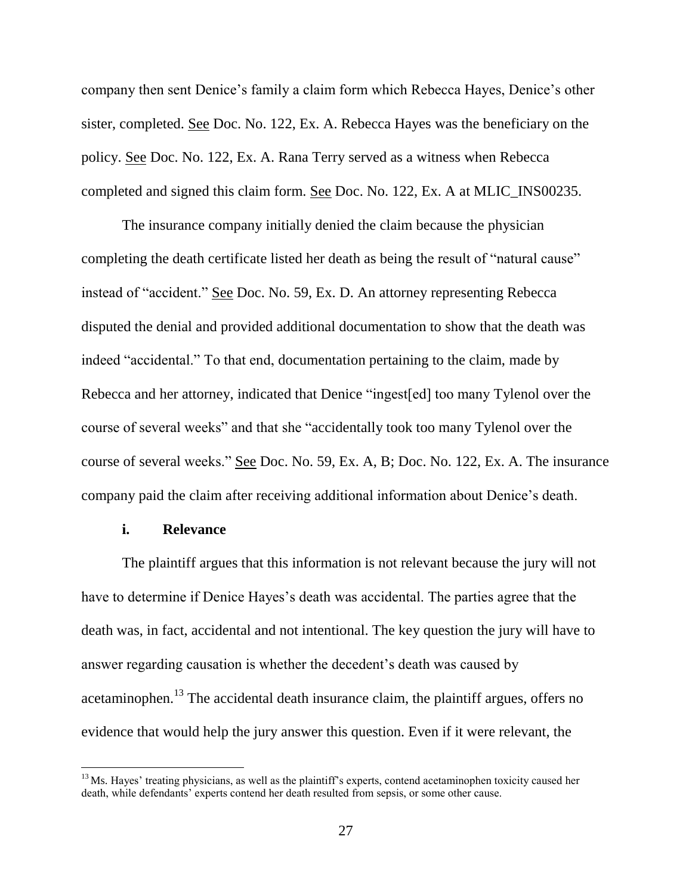company then sent Denice's family a claim form which Rebecca Hayes, Denice's other sister, completed. See Doc. No. 122, Ex. A. Rebecca Hayes was the beneficiary on the policy. See Doc. No. 122, Ex. A. Rana Terry served as a witness when Rebecca completed and signed this claim form. See Doc. No. 122, Ex. A at MLIC_INS00235.

The insurance company initially denied the claim because the physician completing the death certificate listed her death as being the result of "natural cause" instead of "accident." See Doc. No. 59, Ex. D. An attorney representing Rebecca disputed the denial and provided additional documentation to show that the death was indeed "accidental." To that end, documentation pertaining to the claim, made by Rebecca and her attorney, indicated that Denice "ingest[ed] too many Tylenol over the course of several weeks" and that she "accidentally took too many Tylenol over the course of several weeks." See Doc. No. 59, Ex. A, B; Doc. No. 122, Ex. A. The insurance company paid the claim after receiving additional information about Denice's death.

### i. Relevance

The plaintiff argues that this information is not relevant because the jury will not have to determine if Denice Hayes's death was accidental. The parties agree that the death was, in fact, accidental and not intentional. The key question the jury will have to answer regarding causation is whether the decedent's death was caused by acetaminophen.[13] The accidental death insurance claim, the plaintiff argues, offers no evidence that would help the jury answer this question. Even if it were relevant, the

[13] Ms. Hayes' treating physicians, as well as the plaintiff's experts, contend acetaminophen toxicity caused her death, while defendants' experts contend her death resulted from sepsis, or some other cause.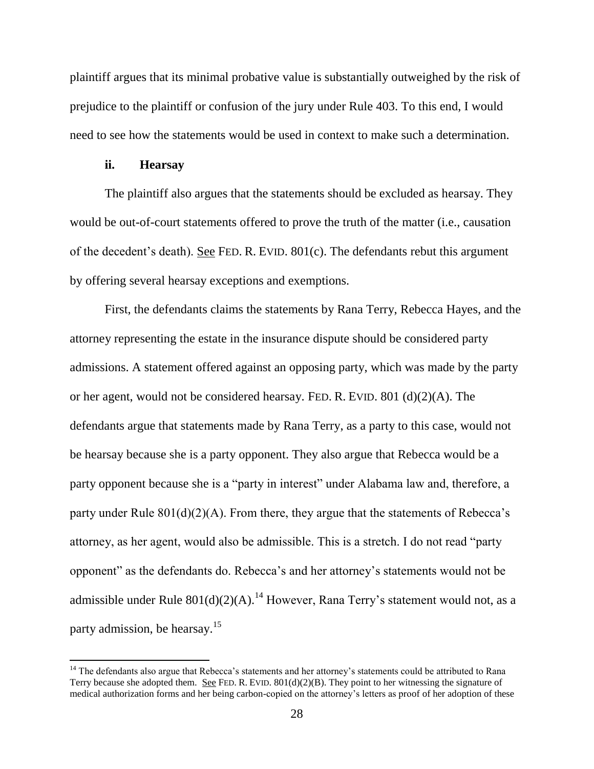plaintiff argues that its minimal probative value is substantially outweighed by the risk of prejudice to the plaintiff or confusion of the jury under Rule 403. To this end, I would need to see how the statements would be used in context to make such a determination.

### ii. Hearsay

The plaintiff also argues that the statements should be excluded as hearsay. They would be out-of-court statements offered to prove the truth of the matter (i.e., causation of the decedent's death). See FED. R. EVID. 801(c). The defendants rebut this argument by offering several hearsay exceptions and exemptions.

First, the defendants claims the statements by Rana Terry, Rebecca Hayes, and the attorney representing the estate in the insurance dispute should be considered party admissions. A statement offered against an opposing party, which was made by the party or her agent, would not be considered hearsay. FED. R. EVID. 801 (d)(2)(A). The defendants argue that statements made by Rana Terry, as a party to this case, would not be hearsay because she is a party opponent. They also argue that Rebecca would be a party opponent because she is a "party in interest" under Alabama law and, therefore, a party under Rule 801(d)(2)(A). From there, they argue that the statements of Rebecca's attorney, as her agent, would also be admissible. This is a stretch. I do not read "party opponent" as the defendants do. Rebecca's and her attorney's statements would not be admissible under Rule 801(d)(2)(A).[14] However, Rana Terry's statement would not, as a party admission, be hearsay.[15]

---

[14] The defendants also argue that Rebecca's statements and her attorney's statements could be attributed to Rana Terry because she adopted them. See FED. R. EVID. 801(d)(2)(B). They point to her witnessing the signature of medical authorization forms and her being carbon-copied on the attorney's letters as proof of her adoption of these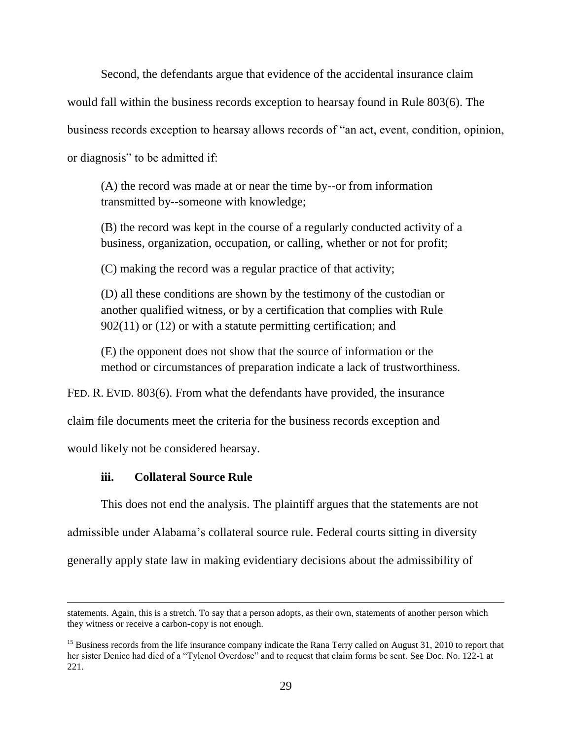Second, the defendants argue that evidence of the accidental insurance claim would fall within the business records exception to hearsay found in Rule 803(6). The business records exception to hearsay allows records of "an act, event, condition, opinion, or diagnosis" to be admitted if:

> (A) the record was made at or near the time by--or from information transmitted by--someone with knowledge;
>
> (B) the record was kept in the course of a regularly conducted activity of a business, organization, occupation, or calling, whether or not for profit;
>
> (C) making the record was a regular practice of that activity;
>
> (D) all these conditions are shown by the testimony of the custodian or another qualified witness, or by a certification that complies with Rule 902(11) or (12) or with a statute permitting certification; and
>
> (E) the opponent does not show that the source of information or the method or circumstances of preparation indicate a lack of trustworthiness.

FED. R. EVID. 803(6). From what the defendants have provided, the insurance claim file documents meet the criteria for the business records exception and would likely not be considered hearsay.

### iii. Collateral Source Rule

This does not end the analysis. The plaintiff argues that the statements are not admissible under Alabama's collateral source rule. Federal courts sitting in diversity generally apply state law in making evidentiary decisions about the admissibility of

---

statements. Again, this is a stretch. To say that a person adopts, as their own, statements of another person which they witness or receive a carbon-copy is not enough.

[15] Business records from the life insurance company indicate the Rana Terry called on August 31, 2010 to report that her sister Denice had died of a "Tylenol Overdose" and to request that claim forms be sent. See Doc. No. 122-1 at 221.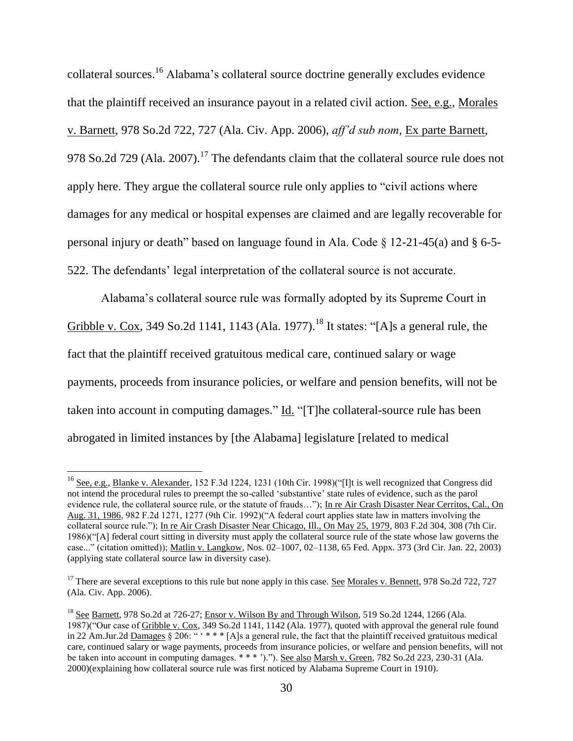collateral sources.[16] Alabama's collateral source doctrine generally excludes evidence that the plaintiff received an insurance payout in a related civil action. See, e.g., Morales v. Barnett, 978 So.2d 722, 727 (Ala. Civ. App. 2006), *aff'd sub nom*, Ex parte Barnett, 978 So.2d 729 (Ala. 2007).[17] The defendants claim that the collateral source rule does not apply here. They argue the collateral source rule only applies to "civil actions where damages for any medical or hospital expenses are claimed and are legally recoverable for personal injury or death" based on language found in Ala. Code § 12-21-45(a) and § 6-5-522. The defendants' legal interpretation of the collateral source is not accurate.

Alabama's collateral source rule was formally adopted by its Supreme Court in Gribble v. Cox, 349 So.2d 1141, 1143 (Ala. 1977).[18] It states: "[A]s a general rule, the fact that the plaintiff received gratuitous medical care, continued salary or wage payments, proceeds from insurance policies, or welfare and pension benefits, will not be taken into account in computing damages." Id. "[T]he collateral-source rule has been abrogated in limited instances by [the Alabama] legislature [related to medical

---

[16] See, e.g., Blanke v. Alexander, 152 F.3d 1224, 1231 (10th Cir. 1998)("[I]t is well recognized that Congress did not intend the procedural rules to preempt the so-called 'substantive' state rules of evidence, such as the parol evidence rule, the collateral source rule, or the statute of frauds…"); In re Air Crash Disaster Near Cerritos, Cal., On Aug. 31, 1986, 982 F.2d 1271, 1277 (9th Cir. 1992)("A federal court applies state law in matters involving the collateral source rule."); In re Air Crash Disaster Near Chicago, Ill., On May 25, 1979, 803 F.2d 304, 308 (7th Cir. 1986)("[A] federal court sitting in diversity must apply the collateral source rule of the state whose law governs the case..." (citation omitted)); Matlin v. Langkow, Nos. 02–1007, 02–1138, 65 Fed. Appx. 373 (3rd Cir. Jan. 22, 2003) (applying state collateral source law in diversity case).

[17] There are several exceptions to this rule but none apply in this case. See Morales v. Bennett, 978 So.2d 722, 727 (Ala. Civ. App. 2006).

[18] See Barnett, 978 So.2d at 726-27; Ensor v. Wilson By and Through Wilson, 519 So.2d 1244, 1266 (Ala. 1987)("Our case of Gribble v. Cox, 349 So.2d 1141, 1142 (Ala. 1977), quoted with approval the general rule found in 22 Am.Jur.2d Damages § 206: " ' * * * [A]s a general rule, the fact that the plaintiff received gratuitous medical care, continued salary or wage payments, proceeds from insurance policies, or welfare and pension benefits, will not be taken into account in computing damages. * * * ')."). See also Marsh v. Green, 782 So.2d 223, 230-31 (Ala. 2000)(explaining how collateral source rule was first noticed by Alabama Supreme Court in 1910).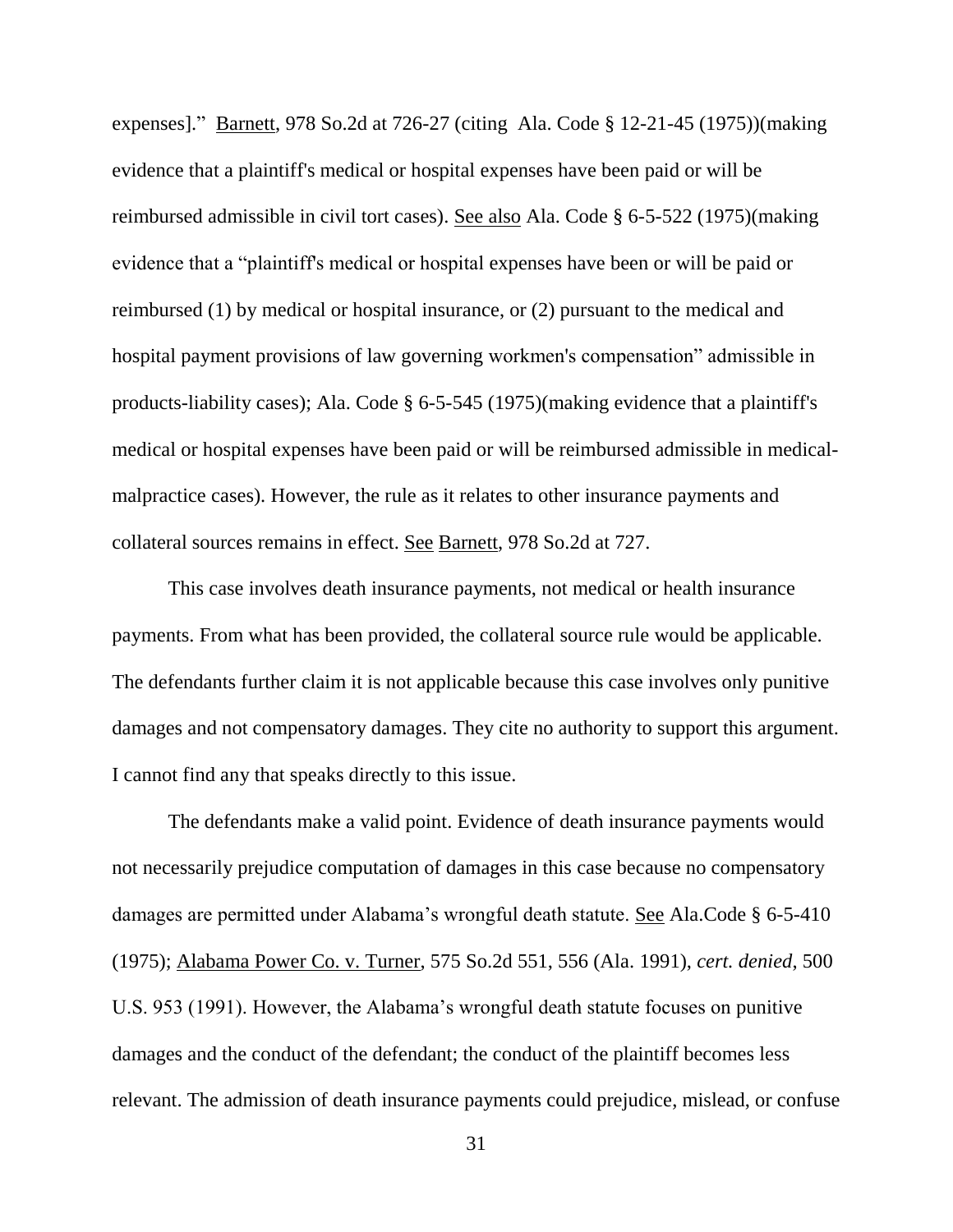expenses]." Barnett, 978 So.2d at 726-27 (citing Ala. Code § 12-21-45 (1975))(making evidence that a plaintiff's medical or hospital expenses have been paid or will be reimbursed admissible in civil tort cases). See also Ala. Code § 6-5-522 (1975)(making evidence that a "plaintiff's medical or hospital expenses have been or will be paid or reimbursed (1) by medical or hospital insurance, or (2) pursuant to the medical and hospital payment provisions of law governing workmen's compensation" admissible in products-liability cases); Ala. Code § 6-5-545 (1975)(making evidence that a plaintiff's medical or hospital expenses have been paid or will be reimbursed admissible in medical-malpractice cases). However, the rule as it relates to other insurance payments and collateral sources remains in effect. See Barnett, 978 So.2d at 727.

This case involves death insurance payments, not medical or health insurance payments. From what has been provided, the collateral source rule would be applicable. The defendants further claim it is not applicable because this case involves only punitive damages and not compensatory damages. They cite no authority to support this argument. I cannot find any that speaks directly to this issue.

The defendants make a valid point. Evidence of death insurance payments would not necessarily prejudice computation of damages in this case because no compensatory damages are permitted under Alabama's wrongful death statute. See Ala.Code § 6-5-410 (1975); Alabama Power Co. v. Turner, 575 So.2d 551, 556 (Ala. 1991), *cert. denied*, 500 U.S. 953 (1991). However, the Alabama's wrongful death statute focuses on punitive damages and the conduct of the defendant; the conduct of the plaintiff becomes less relevant. The admission of death insurance payments could prejudice, mislead, or confuse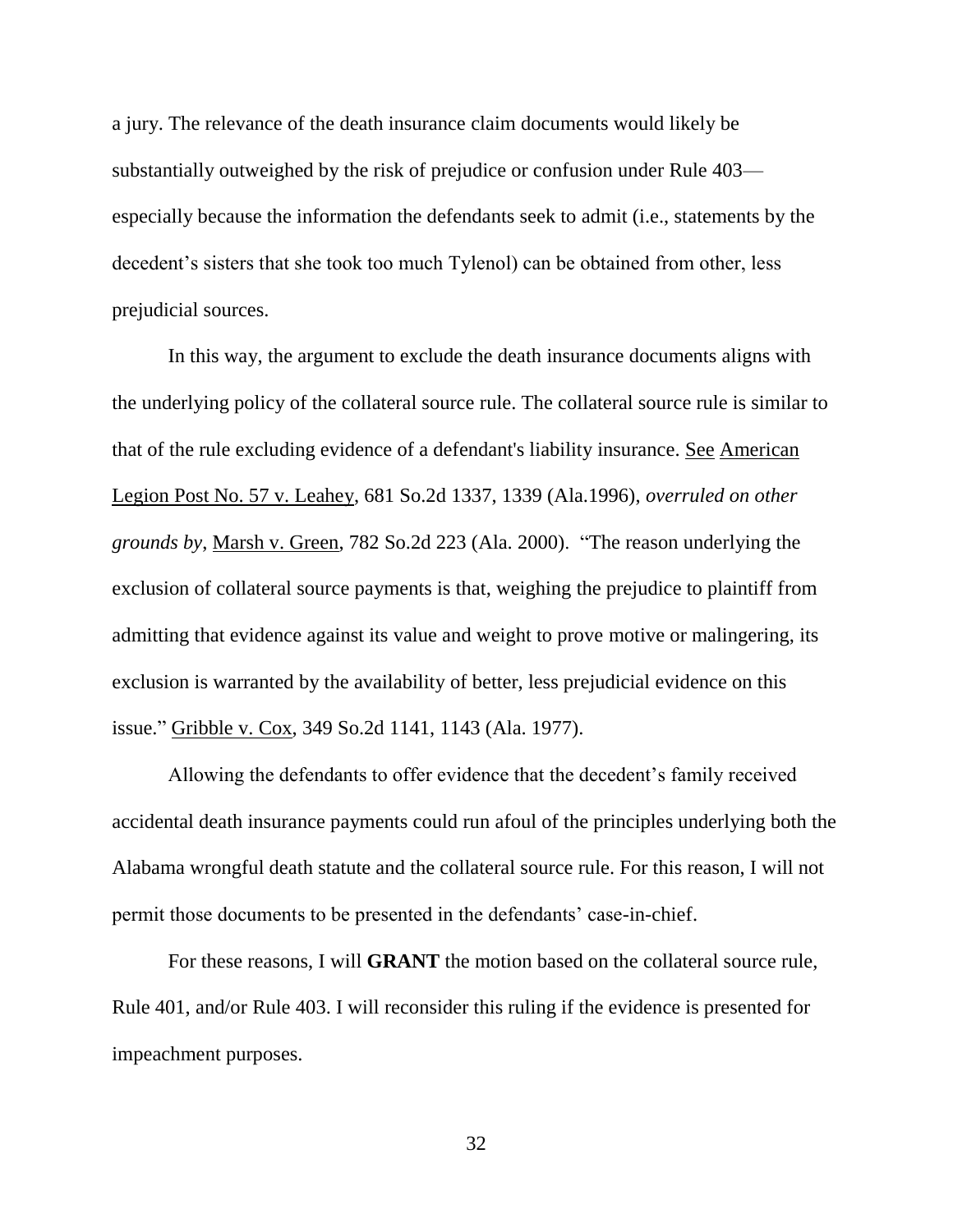a jury. The relevance of the death insurance claim documents would likely be substantially outweighed by the risk of prejudice or confusion under Rule 403—especially because the information the defendants seek to admit (i.e., statements by the decedent's sisters that she took too much Tylenol) can be obtained from other, less prejudicial sources.

In this way, the argument to exclude the death insurance documents aligns with the underlying policy of the collateral source rule. The collateral source rule is similar to that of the rule excluding evidence of a defendant's liability insurance. See American Legion Post No. 57 v. Leahey, 681 So.2d 1337, 1339 (Ala.1996), *overruled on other grounds by*, Marsh v. Green, 782 So.2d 223 (Ala. 2000). "The reason underlying the exclusion of collateral source payments is that, weighing the prejudice to plaintiff from admitting that evidence against its value and weight to prove motive or malingering, its exclusion is warranted by the availability of better, less prejudicial evidence on this issue." Gribble v. Cox, 349 So.2d 1141, 1143 (Ala. 1977).

Allowing the defendants to offer evidence that the decedent's family received accidental death insurance payments could run afoul of the principles underlying both the Alabama wrongful death statute and the collateral source rule. For this reason, I will not permit those documents to be presented in the defendants' case-in-chief.

For these reasons, I will **GRANT** the motion based on the collateral source rule, Rule 401, and/or Rule 403. I will reconsider this ruling if the evidence is presented for impeachment purposes.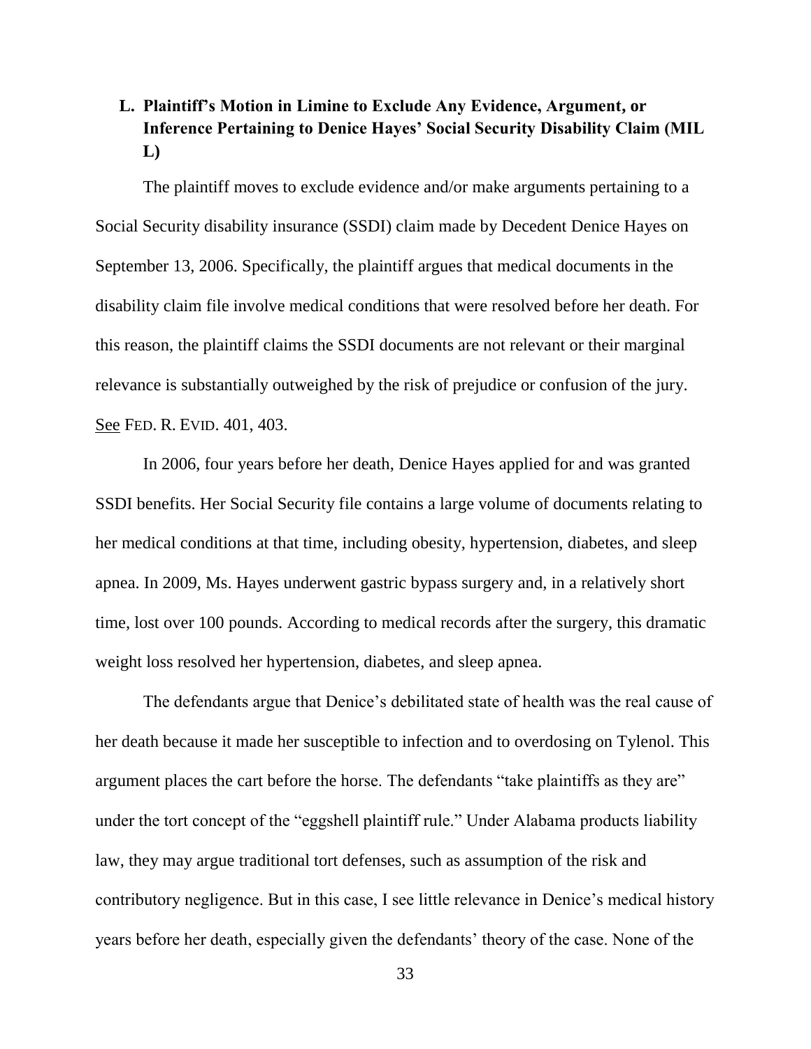### L. Plaintiff's Motion in Limine to Exclude Any Evidence, Argument, or Inference Pertaining to Denice Hayes' Social Security Disability Claim (MIL L)

The plaintiff moves to exclude evidence and/or make arguments pertaining to a Social Security disability insurance (SSDI) claim made by Decedent Denice Hayes on September 13, 2006. Specifically, the plaintiff argues that medical documents in the disability claim file involve medical conditions that were resolved before her death. For this reason, the plaintiff claims the SSDI documents are not relevant or their marginal relevance is substantially outweighed by the risk of prejudice or confusion of the jury. See FED. R. EVID. 401, 403.

In 2006, four years before her death, Denice Hayes applied for and was granted SSDI benefits. Her Social Security file contains a large volume of documents relating to her medical conditions at that time, including obesity, hypertension, diabetes, and sleep apnea. In 2009, Ms. Hayes underwent gastric bypass surgery and, in a relatively short time, lost over 100 pounds. According to medical records after the surgery, this dramatic weight loss resolved her hypertension, diabetes, and sleep apnea.

The defendants argue that Denice's debilitated state of health was the real cause of her death because it made her susceptible to infection and to overdosing on Tylenol. This argument places the cart before the horse. The defendants "take plaintiffs as they are" under the tort concept of the "eggshell plaintiff rule." Under Alabama products liability law, they may argue traditional tort defenses, such as assumption of the risk and contributory negligence. But in this case, I see little relevance in Denice's medical history years before her death, especially given the defendants' theory of the case. None of the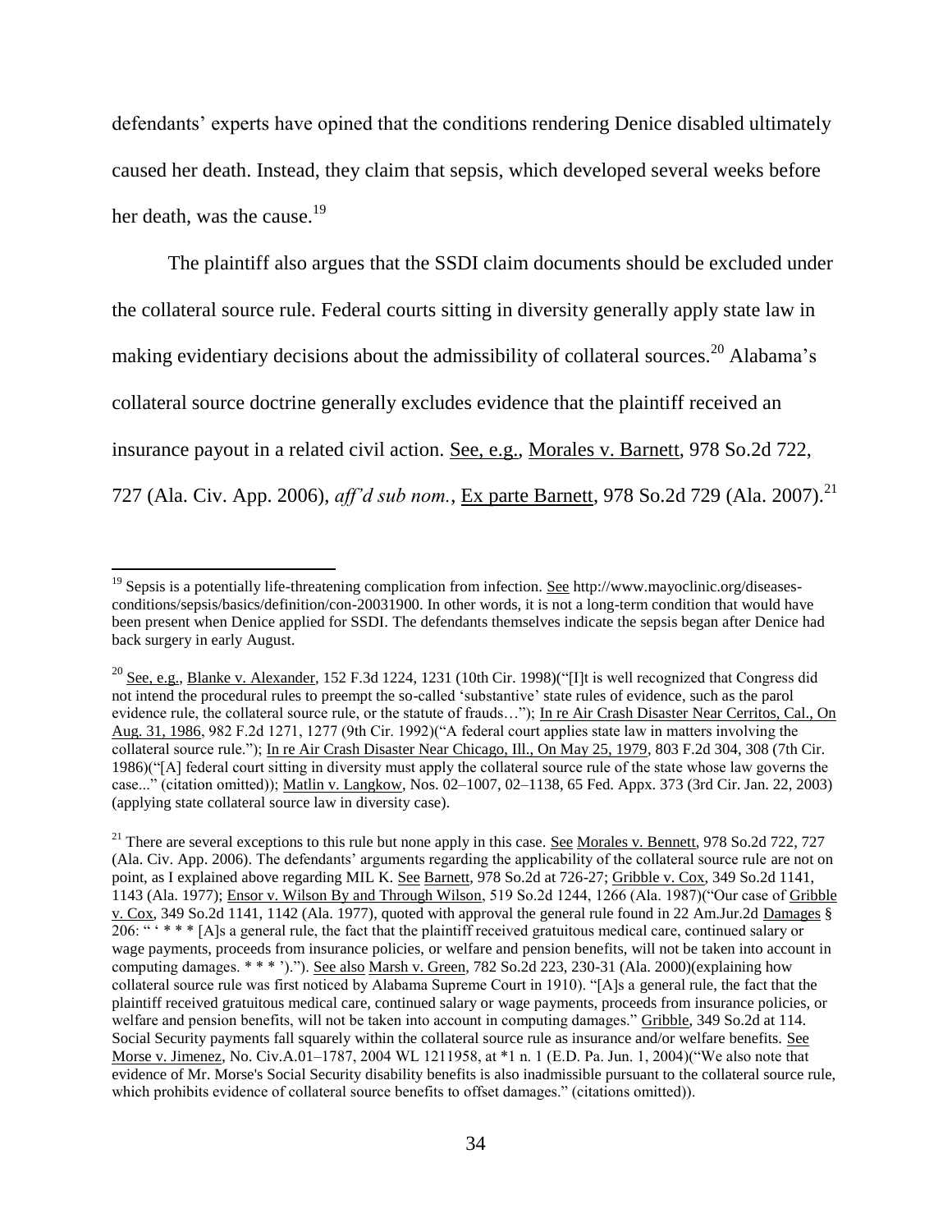defendants' experts have opined that the conditions rendering Denice disabled ultimately caused her death. Instead, they claim that sepsis, which developed several weeks before her death, was the cause.[19]

The plaintiff also argues that the SSDI claim documents should be excluded under the collateral source rule. Federal courts sitting in diversity generally apply state law in making evidentiary decisions about the admissibility of collateral sources.[20] Alabama's collateral source doctrine generally excludes evidence that the plaintiff received an insurance payout in a related civil action. See, e.g., Morales v. Barnett, 978 So.2d 722, 727 (Ala. Civ. App. 2006), *aff'd sub nom.*, Ex parte Barnett, 978 So.2d 729 (Ala. 2007).[21]

---

[19] Sepsis is a potentially life-threatening complication from infection. See http://www.mayoclinic.org/diseases-conditions/sepsis/basics/definition/con-20031900. In other words, it is not a long-term condition that would have been present when Denice applied for SSDI. The defendants themselves indicate the sepsis began after Denice had back surgery in early August.

[20] See, e.g., Blanke v. Alexander, 152 F.3d 1224, 1231 (10th Cir. 1998)("[I]t is well recognized that Congress did not intend the procedural rules to preempt the so-called 'substantive' state rules of evidence, such as the parol evidence rule, the collateral source rule, or the statute of frauds…"); In re Air Crash Disaster Near Cerritos, Cal., On Aug. 31, 1986, 982 F.2d 1271, 1277 (9th Cir. 1992)("A federal court applies state law in matters involving the collateral source rule."); In re Air Crash Disaster Near Chicago, Ill., On May 25, 1979, 803 F.2d 304, 308 (7th Cir. 1986)("[A] federal court sitting in diversity must apply the collateral source rule of the state whose law governs the case..." (citation omitted)); Matlin v. Langkow, Nos. 02–1007, 02–1138, 65 Fed. Appx. 373 (3rd Cir. Jan. 22, 2003) (applying state collateral source law in diversity case).

[21] There are several exceptions to this rule but none apply in this case. See Morales v. Bennett, 978 So.2d 722, 727 (Ala. Civ. App. 2006). The defendants' arguments regarding the applicability of the collateral source rule are not on point, as I explained above regarding MIL K. See Barnett, 978 So.2d at 726-27; Gribble v. Cox, 349 So.2d 1141, 1143 (Ala. 1977); Ensor v. Wilson By and Through Wilson, 519 So.2d 1244, 1266 (Ala. 1987)("Our case of Gribble v. Cox, 349 So.2d 1141, 1142 (Ala. 1977), quoted with approval the general rule found in 22 Am.Jur.2d Damages § 206: " ' * * * [A]s a general rule, the fact that the plaintiff received gratuitous medical care, continued salary or wage payments, proceeds from insurance policies, or welfare and pension benefits, will not be taken into account in computing damages. * * * ')."). See also Marsh v. Green, 782 So.2d 223, 230-31 (Ala. 2000)(explaining how collateral source rule was first noticed by Alabama Supreme Court in 1910). "[A]s a general rule, the fact that the plaintiff received gratuitous medical care, continued salary or wage payments, proceeds from insurance policies, or welfare and pension benefits, will not be taken into account in computing damages." Gribble, 349 So.2d at 114. Social Security payments fall squarely within the collateral source rule as insurance and/or welfare benefits. See Morse v. Jimenez, No. Civ.A.01–1787, 2004 WL 1211958, at *1 n. 1 (E.D. Pa. Jun. 1, 2004)("We also note that evidence of Mr. Morse's Social Security disability benefits is also inadmissible pursuant to the collateral source rule, which prohibits evidence of collateral source benefits to offset damages." (citations omitted)).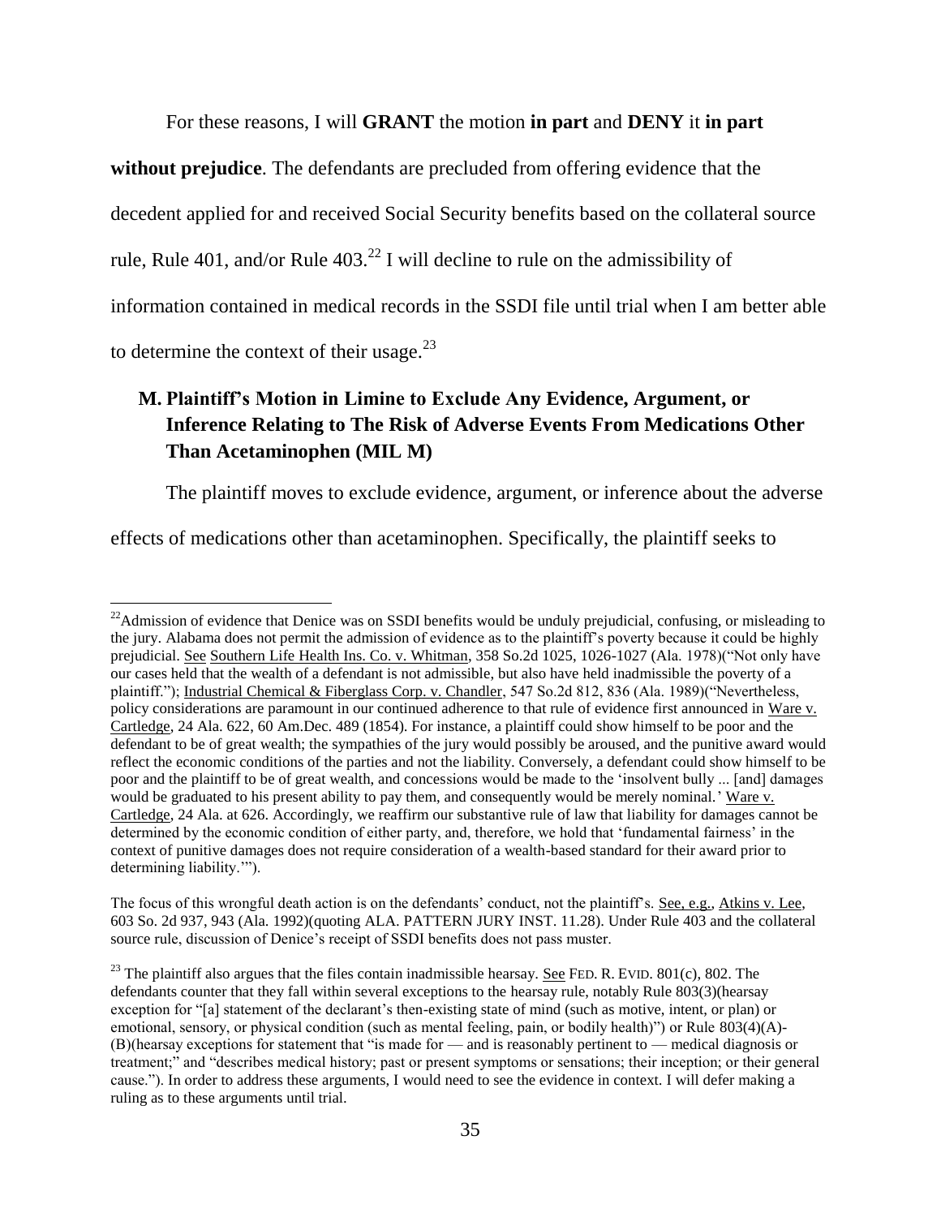For these reasons, I will **GRANT** the motion **in part** and **DENY** it **in part without prejudice**. The defendants are precluded from offering evidence that the decedent applied for and received Social Security benefits based on the collateral source rule, Rule 401, and/or Rule 403.[22] I will decline to rule on the admissibility of information contained in medical records in the SSDI file until trial when I am better able to determine the context of their usage.[23]

## M. Plaintiff's Motion in Limine to Exclude Any Evidence, Argument, or Inference Relating to The Risk of Adverse Events From Medications Other Than Acetaminophen (MIL M)

The plaintiff moves to exclude evidence, argument, or inference about the adverse effects of medications other than acetaminophen. Specifically, the plaintiff seeks to

---

[22] Admission of evidence that Denice was on SSDI benefits would be unduly prejudicial, confusing, or misleading to the jury. Alabama does not permit the admission of evidence as to the plaintiff's poverty because it could be highly prejudicial. See Southern Life Health Ins. Co. v. Whitman, 358 So.2d 1025, 1026-1027 (Ala. 1978)("Not only have our cases held that the wealth of a defendant is not admissible, but also have held inadmissible the poverty of a plaintiff."); Industrial Chemical & Fiberglass Corp. v. Chandler, 547 So.2d 812, 836 (Ala. 1989)("Nevertheless, policy considerations are paramount in our continued adherence to that rule of evidence first announced in Ware v. Cartledge, 24 Ala. 622, 60 Am.Dec. 489 (1854). For instance, a plaintiff could show himself to be poor and the defendant to be of great wealth; the sympathies of the jury would possibly be aroused, and the punitive award would reflect the economic conditions of the parties and not the liability. Conversely, a defendant could show himself to be poor and the plaintiff to be of great wealth, and concessions would be made to the 'insolvent bully ... [and] damages would be graduated to his present ability to pay them, and consequently would be merely nominal.' Ware v. Cartledge, 24 Ala. at 626. Accordingly, we reaffirm our substantive rule of law that liability for damages cannot be determined by the economic condition of either party, and, therefore, we hold that 'fundamental fairness' in the context of punitive damages does not require consideration of a wealth-based standard for their award prior to determining liability.'").

The focus of this wrongful death action is on the defendants' conduct, not the plaintiff's. See, e.g., Atkins v. Lee, 603 So. 2d 937, 943 (Ala. 1992)(quoting ALA. PATTERN JURY INST. 11.28). Under Rule 403 and the collateral source rule, discussion of Denice's receipt of SSDI benefits does not pass muster.

[23] The plaintiff also argues that the files contain inadmissible hearsay. See FED. R. EVID. 801(c), 802. The defendants counter that they fall within several exceptions to the hearsay rule, notably Rule 803(3)(hearsay exception for "[a] statement of the declarant's then-existing state of mind (such as motive, intent, or plan) or emotional, sensory, or physical condition (such as mental feeling, pain, or bodily health)") or Rule 803(4)(A)-(B)(hearsay exceptions for statement that "is made for — and is reasonably pertinent to — medical diagnosis or treatment;" and "describes medical history; past or present symptoms or sensations; their inception; or their general cause."). In order to address these arguments, I would need to see the evidence in context. I will defer making a ruling as to these arguments until trial.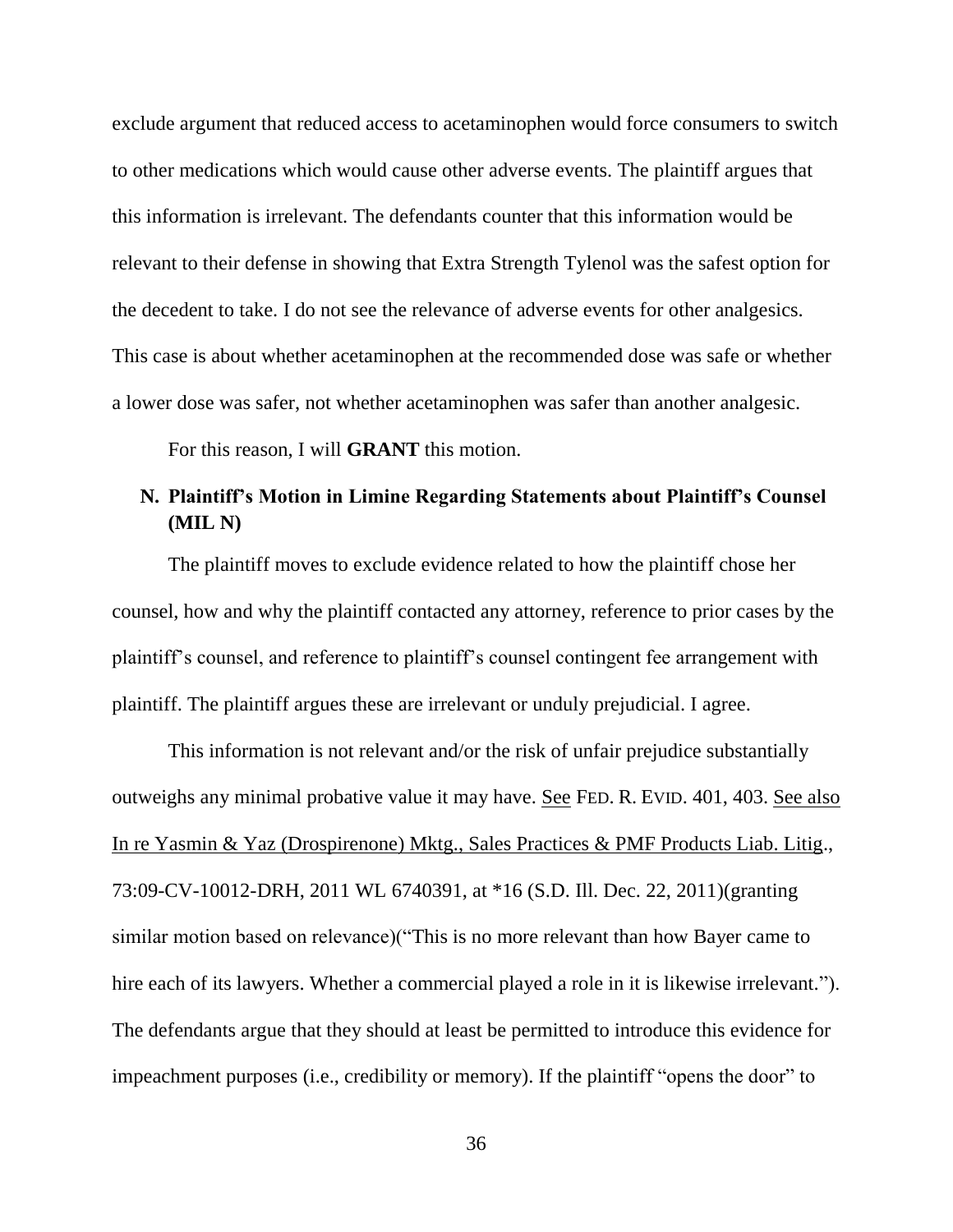exclude argument that reduced access to acetaminophen would force consumers to switch to other medications which would cause other adverse events. The plaintiff argues that this information is irrelevant. The defendants counter that this information would be relevant to their defense in showing that Extra Strength Tylenol was the safest option for the decedent to take. I do not see the relevance of adverse events for other analgesics. This case is about whether acetaminophen at the recommended dose was safe or whether a lower dose was safer, not whether acetaminophen was safer than another analgesic.

For this reason, I will **GRANT** this motion.

### N. Plaintiff's Motion in Limine Regarding Statements about Plaintiff's Counsel (MIL N)

The plaintiff moves to exclude evidence related to how the plaintiff chose her counsel, how and why the plaintiff contacted any attorney, reference to prior cases by the plaintiff's counsel, and reference to plaintiff's counsel contingent fee arrangement with plaintiff. The plaintiff argues these are irrelevant or unduly prejudicial. I agree.

This information is not relevant and/or the risk of unfair prejudice substantially outweighs any minimal probative value it may have. See FED. R. EVID. 401, 403. See also In re Yasmin & Yaz (Drospirenone) Mktg., Sales Practices & PMF Products Liab. Litig., 73:09-CV-10012-DRH, 2011 WL 6740391, at *16 (S.D. Ill. Dec. 22, 2011)(granting similar motion based on relevance)("This is no more relevant than how Bayer came to hire each of its lawyers. Whether a commercial played a role in it is likewise irrelevant."). The defendants argue that they should at least be permitted to introduce this evidence for impeachment purposes (i.e., credibility or memory). If the plaintiff "opens the door" to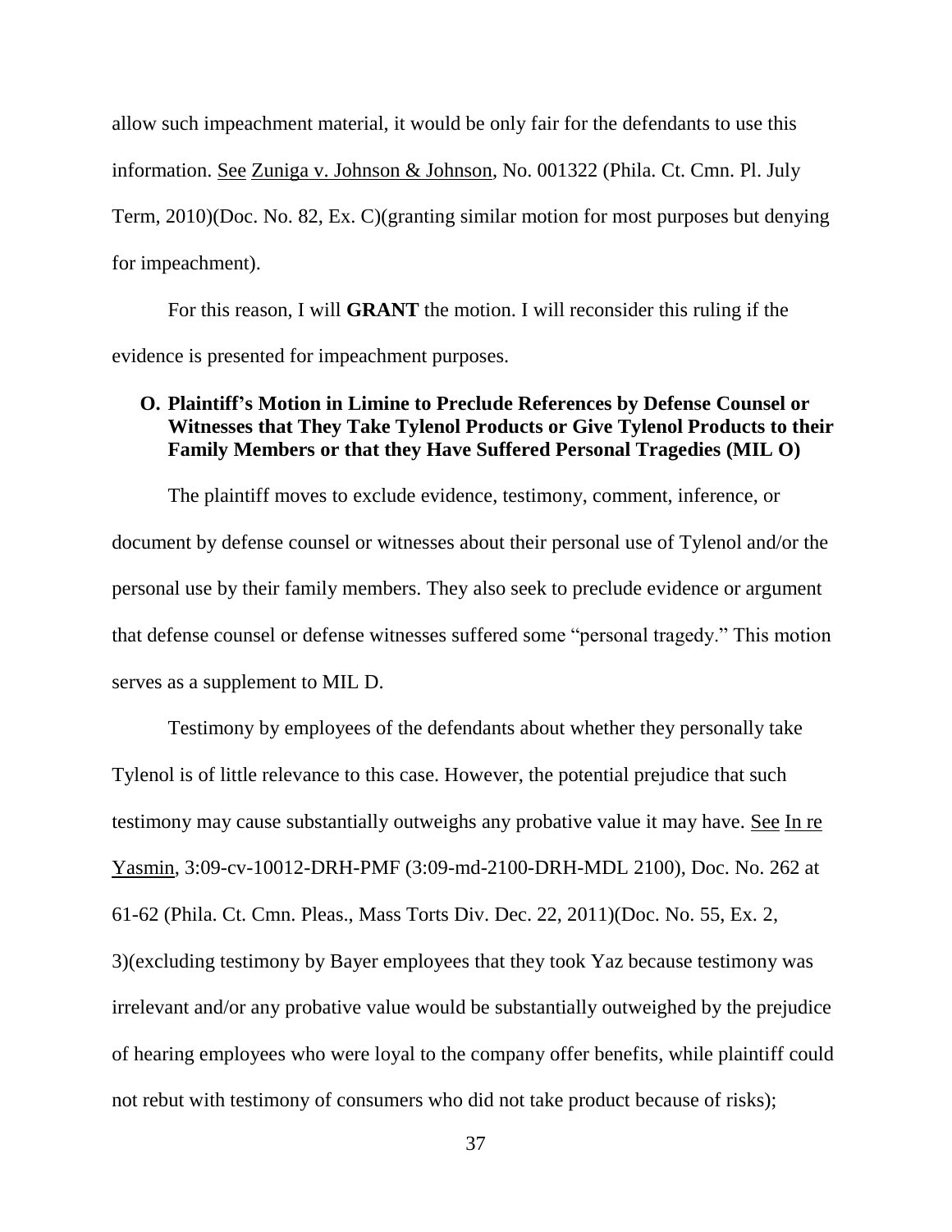allow such impeachment material, it would be only fair for the defendants to use this information. See Zuniga v. Johnson & Johnson, No. 001322 (Phila. Ct. Cmn. Pl. July Term, 2010)(Doc. No. 82, Ex. C)(granting similar motion for most purposes but denying for impeachment).

For this reason, I will **GRANT** the motion. I will reconsider this ruling if the evidence is presented for impeachment purposes.

### O. Plaintiff's Motion in Limine to Preclude References by Defense Counsel or Witnesses that They Take Tylenol Products or Give Tylenol Products to their Family Members or that they Have Suffered Personal Tragedies (MIL O)

The plaintiff moves to exclude evidence, testimony, comment, inference, or document by defense counsel or witnesses about their personal use of Tylenol and/or the personal use by their family members. They also seek to preclude evidence or argument that defense counsel or defense witnesses suffered some "personal tragedy." This motion serves as a supplement to MIL D.

Testimony by employees of the defendants about whether they personally take Tylenol is of little relevance to this case. However, the potential prejudice that such testimony may cause substantially outweighs any probative value it may have. See In re Yasmin, 3:09-cv-10012-DRH-PMF (3:09-md-2100-DRH-MDL 2100), Doc. No. 262 at 61-62 (Phila. Ct. Cmn. Pleas., Mass Torts Div. Dec. 22, 2011)(Doc. No. 55, Ex. 2, 3)(excluding testimony by Bayer employees that they took Yaz because testimony was irrelevant and/or any probative value would be substantially outweighed by the prejudice of hearing employees who were loyal to the company offer benefits, while plaintiff could not rebut with testimony of consumers who did not take product because of risks);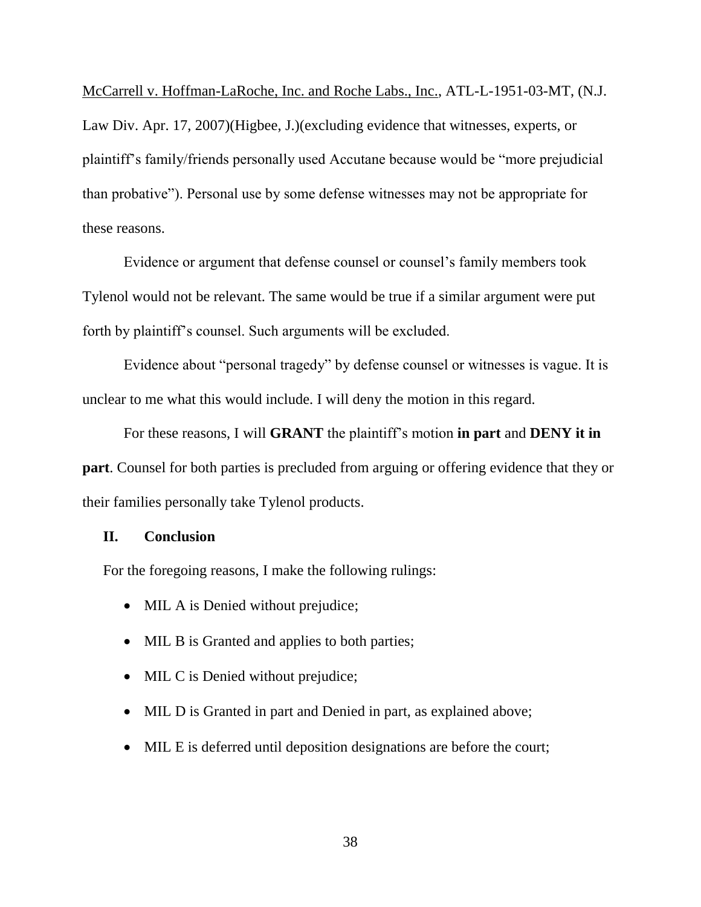McCarrell v. Hoffman-LaRoche, Inc. and Roche Labs., Inc., ATL-L-1951-03-MT, (N.J. Law Div. Apr. 17, 2007)(Higbee, J.)(excluding evidence that witnesses, experts, or plaintiff's family/friends personally used Accutane because would be "more prejudicial than probative"). Personal use by some defense witnesses may not be appropriate for these reasons.

Evidence or argument that defense counsel or counsel's family members took Tylenol would not be relevant. The same would be true if a similar argument were put forth by plaintiff's counsel. Such arguments will be excluded.

Evidence about "personal tragedy" by defense counsel or witnesses is vague. It is unclear to me what this would include. I will deny the motion in this regard.

For these reasons, I will **GRANT** the plaintiff's motion **in part** and **DENY it in part**. Counsel for both parties is precluded from arguing or offering evidence that they or their families personally take Tylenol products.

## II. Conclusion

For the foregoing reasons, I make the following rulings:

- MIL A is Denied without prejudice;
- MIL B is Granted and applies to both parties;
- MIL C is Denied without prejudice;
- MIL D is Granted in part and Denied in part, as explained above;
- MIL E is deferred until deposition designations are before the court;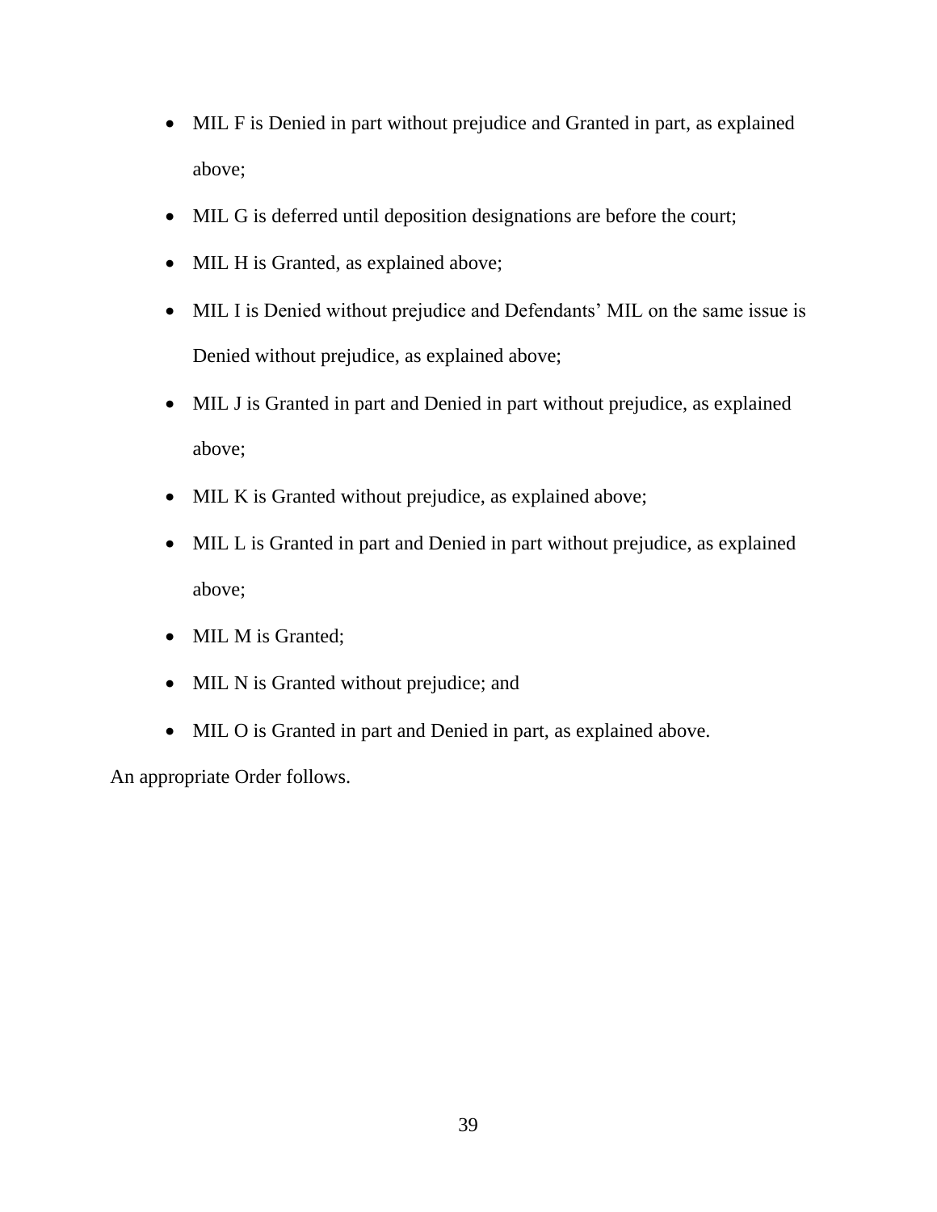- MIL F is Denied in part without prejudice and Granted in part, as explained above;
- MIL G is deferred until deposition designations are before the court;
- MIL H is Granted, as explained above;
- MIL I is Denied without prejudice and Defendants' MIL on the same issue is Denied without prejudice, as explained above;
- MIL J is Granted in part and Denied in part without prejudice, as explained above;
- MIL K is Granted without prejudice, as explained above;
- MIL L is Granted in part and Denied in part without prejudice, as explained above;
- MIL M is Granted;
- MIL N is Granted without prejudice; and
- MIL O is Granted in part and Denied in part, as explained above.

An appropriate Order follows.